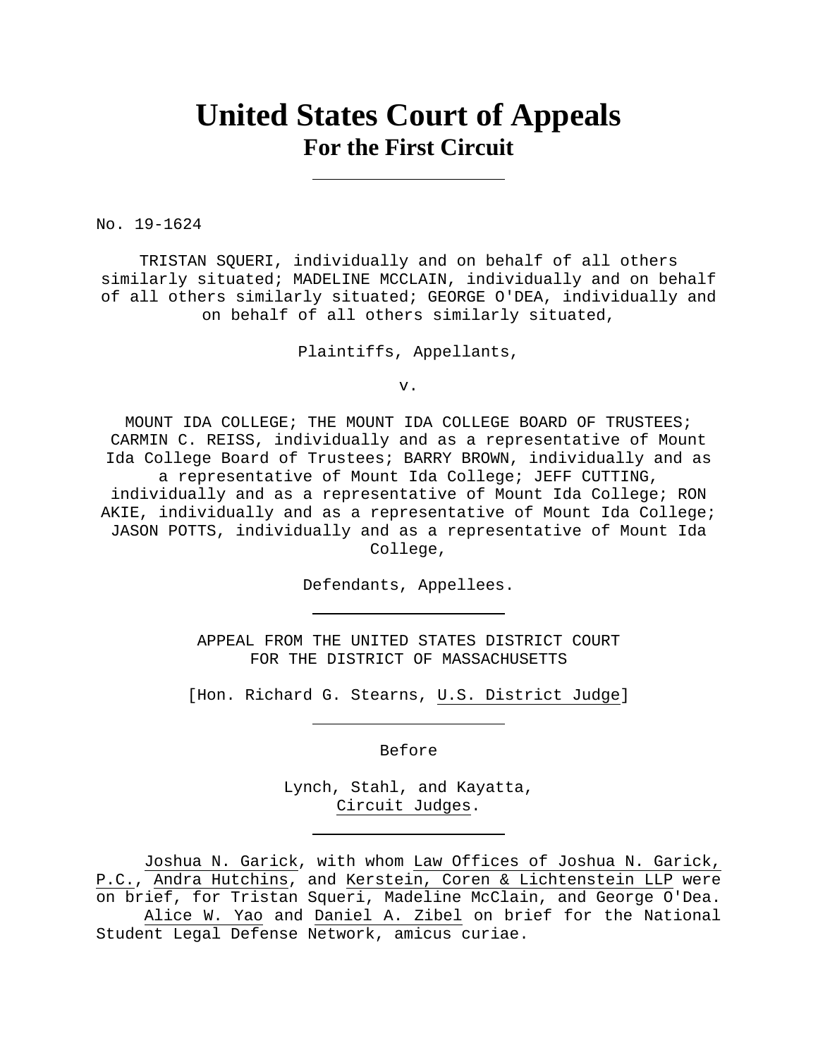# United States Court of Appeals
## For the First Circuit

---

No. 19-1624

TRISTAN SQUERI, individually and on behalf of all others similarly situated; MADELINE MCCLAIN, individually and on behalf of all others similarly situated; GEORGE O'DEA, individually and on behalf of all others similarly situated,

Plaintiffs, Appellants,

v.

MOUNT IDA COLLEGE; THE MOUNT IDA COLLEGE BOARD OF TRUSTEES; CARMIN C. REISS, individually and as a representative of Mount Ida College Board of Trustees; BARRY BROWN, individually and as a representative of Mount Ida College; JEFF CUTTING, individually and as a representative of Mount Ida College; RON AKIE, individually and as a representative of Mount Ida College; JASON POTTS, individually and as a representative of Mount Ida College,

Defendants, Appellees.

---

APPEAL FROM THE UNITED STATES DISTRICT COURT FOR THE DISTRICT OF MASSACHUSETTS

[Hon. Richard G. Stearns, U.S. District Judge]

---

Before

Lynch, Stahl, and Kayatta, Circuit Judges.

---

Joshua N. Garick, with whom Law Offices of Joshua N. Garick, P.C., Andra Hutchins, and Kerstein, Coren & Lichtenstein LLP were on brief, for Tristan Squeri, Madeline McClain, and George O'Dea.

Alice W. Yao and Daniel A. Zibel on brief for the National Student Legal Defense Network, amicus curiae.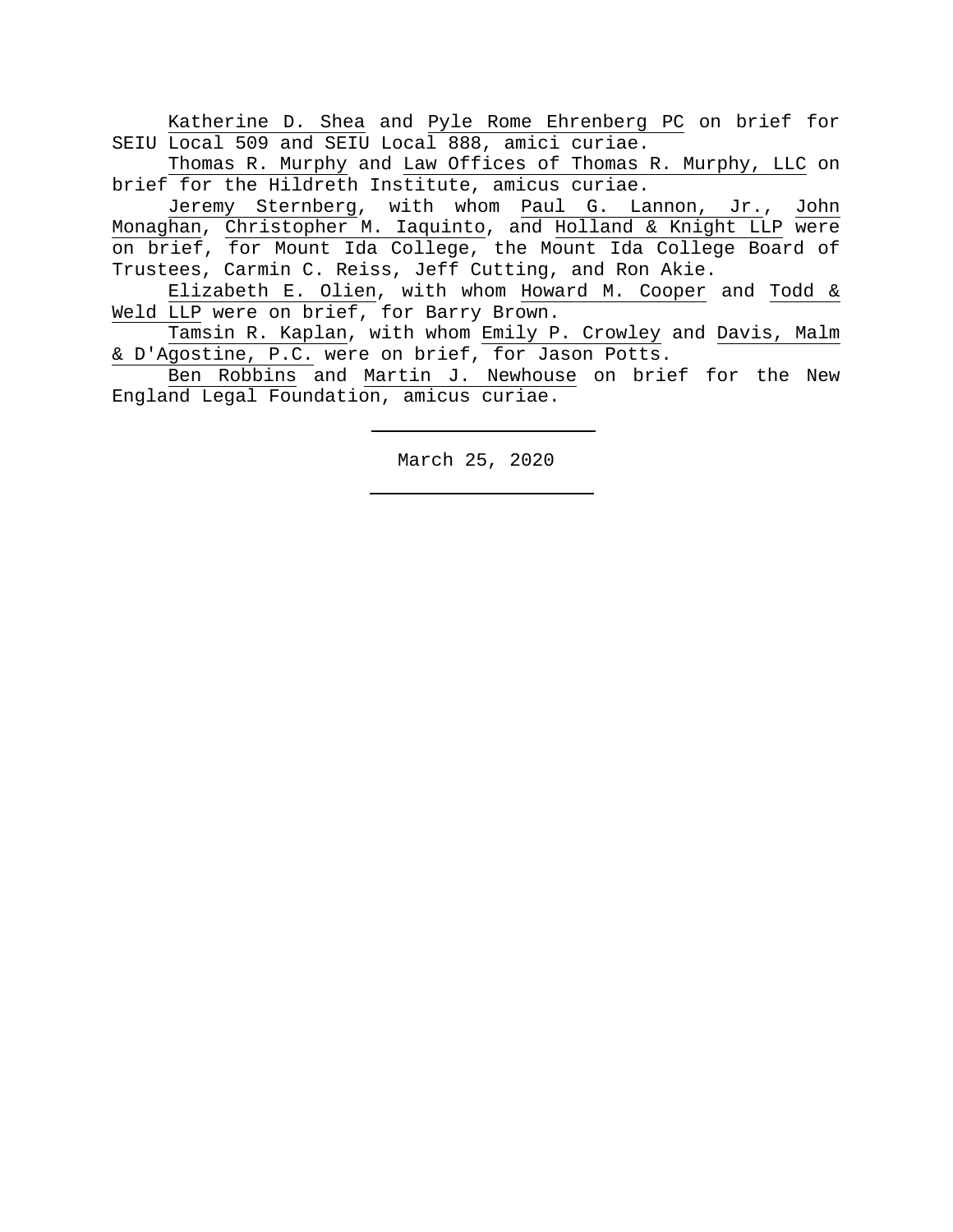Katherine D. Shea and Pyle Rome Ehrenberg PC on brief for SEIU Local 509 and SEIU Local 888, amici curiae.

Thomas R. Murphy and Law Offices of Thomas R. Murphy, LLC on brief for the Hildreth Institute, amicus curiae.

Jeremy Sternberg, with whom Paul G. Lannon, Jr., John Monaghan, Christopher M. Iaquinto, and Holland & Knight LLP were on brief, for Mount Ida College, the Mount Ida College Board of Trustees, Carmin C. Reiss, Jeff Cutting, and Ron Akie.

Elizabeth E. Olien, with whom Howard M. Cooper and Todd & Weld LLP were on brief, for Barry Brown.

Tamsin R. Kaplan, with whom Emily P. Crowley and Davis, Malm & D'Agostine, P.C. were on brief, for Jason Potts.

Ben Robbins and Martin J. Newhouse on brief for the New England Legal Foundation, amicus curiae.

---

March 25, 2020

---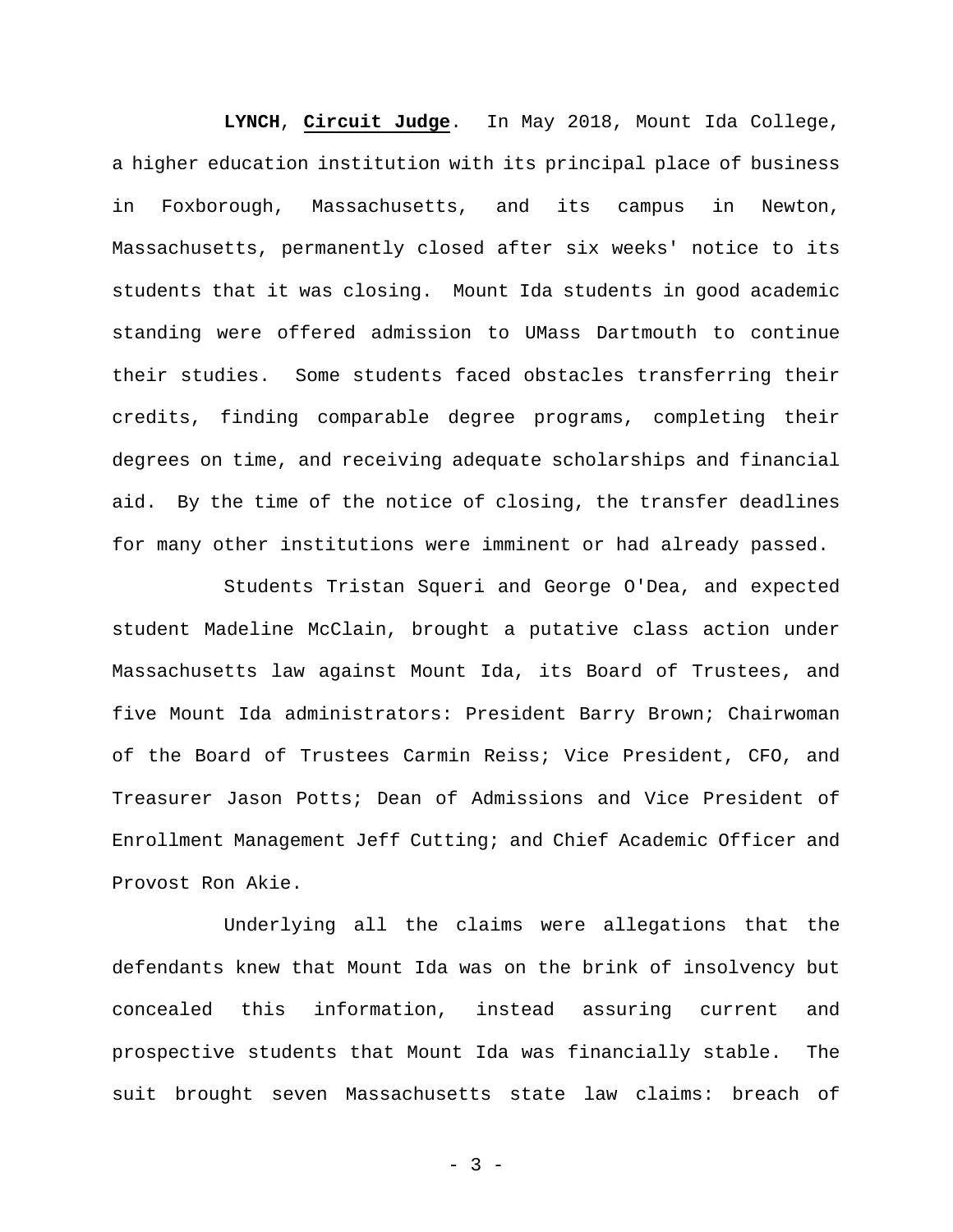**LYNCH**, **Circuit Judge**. In May 2018, Mount Ida College, a higher education institution with its principal place of business in Foxborough, Massachusetts, and its campus in Newton, Massachusetts, permanently closed after six weeks' notice to its students that it was closing. Mount Ida students in good academic standing were offered admission to UMass Dartmouth to continue their studies. Some students faced obstacles transferring their credits, finding comparable degree programs, completing their degrees on time, and receiving adequate scholarships and financial aid. By the time of the notice of closing, the transfer deadlines for many other institutions were imminent or had already passed.

Students Tristan Squeri and George O'Dea, and expected student Madeline McClain, brought a putative class action under Massachusetts law against Mount Ida, its Board of Trustees, and five Mount Ida administrators: President Barry Brown; Chairwoman of the Board of Trustees Carmin Reiss; Vice President, CFO, and Treasurer Jason Potts; Dean of Admissions and Vice President of Enrollment Management Jeff Cutting; and Chief Academic Officer and Provost Ron Akie.

Underlying all the claims were allegations that the defendants knew that Mount Ida was on the brink of insolvency but concealed this information, instead assuring current and prospective students that Mount Ida was financially stable. The suit brought seven Massachusetts state law claims: breach of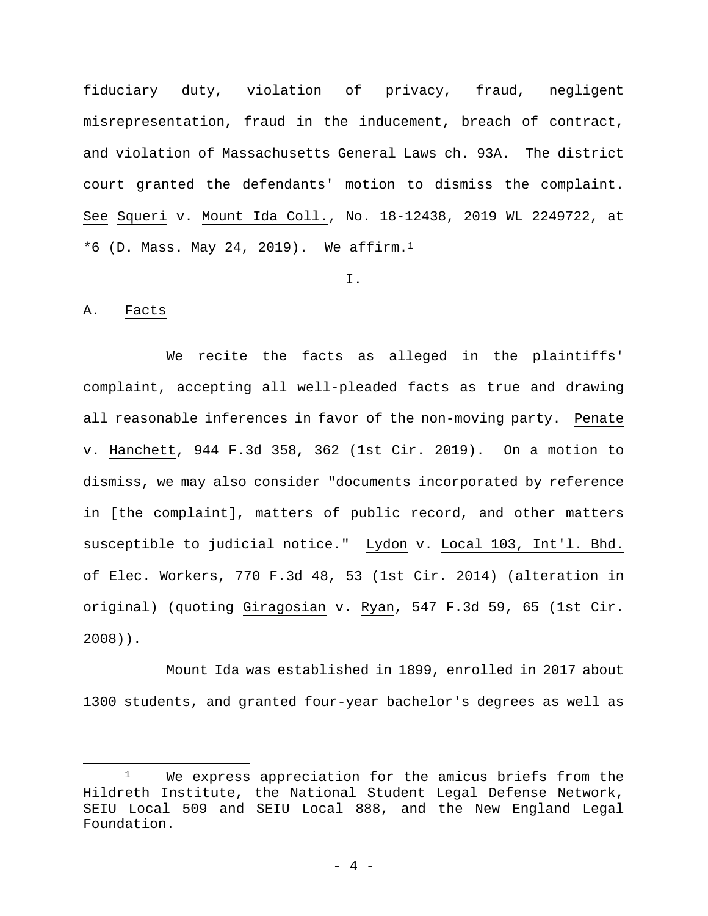fiduciary duty, violation of privacy, fraud, negligent misrepresentation, fraud in the inducement, breach of contract, and violation of Massachusetts General Laws ch. 93A. The district court granted the defendants' motion to dismiss the complaint. See Squeri v. Mount Ida Coll., No. 18-12438, 2019 WL 2249722, at *6 (D. Mass. May 24, 2019). We affirm.[1]

I.

A. Facts

We recite the facts as alleged in the plaintiffs' complaint, accepting all well-pleaded facts as true and drawing all reasonable inferences in favor of the non-moving party. Penate v. Hanchett, 944 F.3d 358, 362 (1st Cir. 2019). On a motion to dismiss, we may also consider "documents incorporated by reference in [the complaint], matters of public record, and other matters susceptible to judicial notice." Lydon v. Local 103, Int'l. Bhd. of Elec. Workers, 770 F.3d 48, 53 (1st Cir. 2014) (alteration in original) (quoting Giragosian v. Ryan, 547 F.3d 59, 65 (1st Cir. 2008)).

Mount Ida was established in 1899, enrolled in 2017 about 1300 students, and granted four-year bachelor's degrees as well as

---

[1] We express appreciation for the amicus briefs from the Hildreth Institute, the National Student Legal Defense Network, SEIU Local 509 and SEIU Local 888, and the New England Legal Foundation.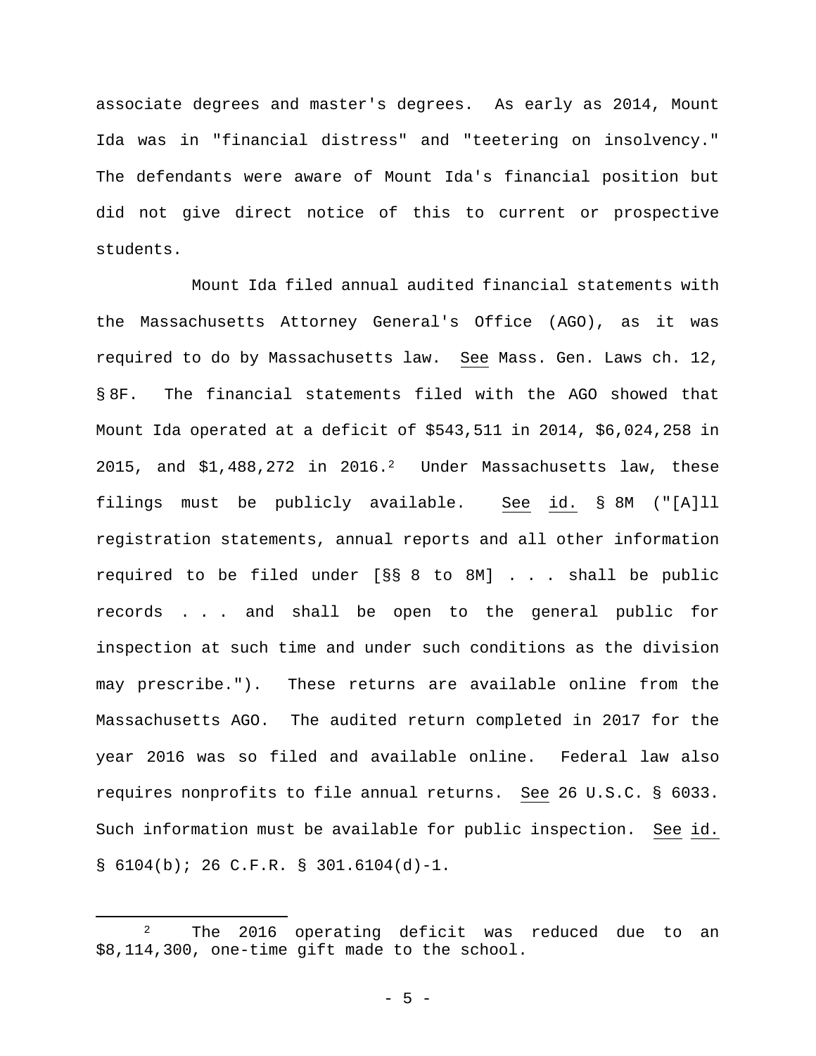associate degrees and master's degrees. As early as 2014, Mount Ida was in "financial distress" and "teetering on insolvency." The defendants were aware of Mount Ida's financial position but did not give direct notice of this to current or prospective students.

Mount Ida filed annual audited financial statements with the Massachusetts Attorney General's Office (AGO), as it was required to do by Massachusetts law. See Mass. Gen. Laws ch. 12, § 8F. The financial statements filed with the AGO showed that Mount Ida operated at a deficit of $543,511 in 2014, $6,024,258 in 2015, and $1,488,272 in 2016.[2] Under Massachusetts law, these filings must be publicly available. See id. § 8M ("[A]ll registration statements, annual reports and all other information required to be filed under [§§ 8 to 8M] . . . shall be public records . . . and shall be open to the general public for inspection at such time and under such conditions as the division may prescribe."). These returns are available online from the Massachusetts AGO. The audited return completed in 2017 for the year 2016 was so filed and available online. Federal law also requires nonprofits to file annual returns. See 26 U.S.C. § 6033. Such information must be available for public inspection. See id. § 6104(b); 26 C.F.R. § 301.6104(d)-1.

---

[2] The 2016 operating deficit was reduced due to an $8,114,300, one-time gift made to the school.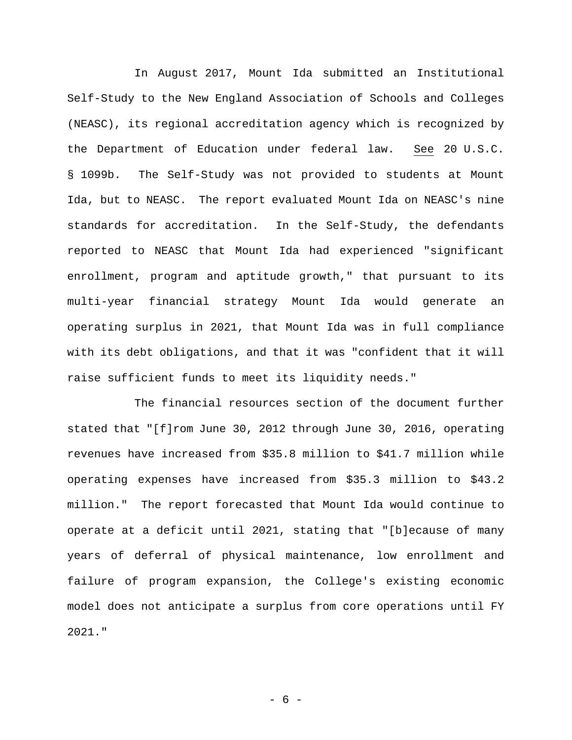In August 2017, Mount Ida submitted an Institutional Self-Study to the New England Association of Schools and Colleges (NEASC), its regional accreditation agency which is recognized by the Department of Education under federal law. See 20 U.S.C. § 1099b. The Self-Study was not provided to students at Mount Ida, but to NEASC. The report evaluated Mount Ida on NEASC's nine standards for accreditation. In the Self-Study, the defendants reported to NEASC that Mount Ida had experienced "significant enrollment, program and aptitude growth," that pursuant to its multi-year financial strategy Mount Ida would generate an operating surplus in 2021, that Mount Ida was in full compliance with its debt obligations, and that it was "confident that it will raise sufficient funds to meet its liquidity needs."

The financial resources section of the document further stated that "[f]rom June 30, 2012 through June 30, 2016, operating revenues have increased from $35.8 million to $41.7 million while operating expenses have increased from $35.3 million to $43.2 million." The report forecasted that Mount Ida would continue to operate at a deficit until 2021, stating that "[b]ecause of many years of deferral of physical maintenance, low enrollment and failure of program expansion, the College's existing economic model does not anticipate a surplus from core operations until FY 2021."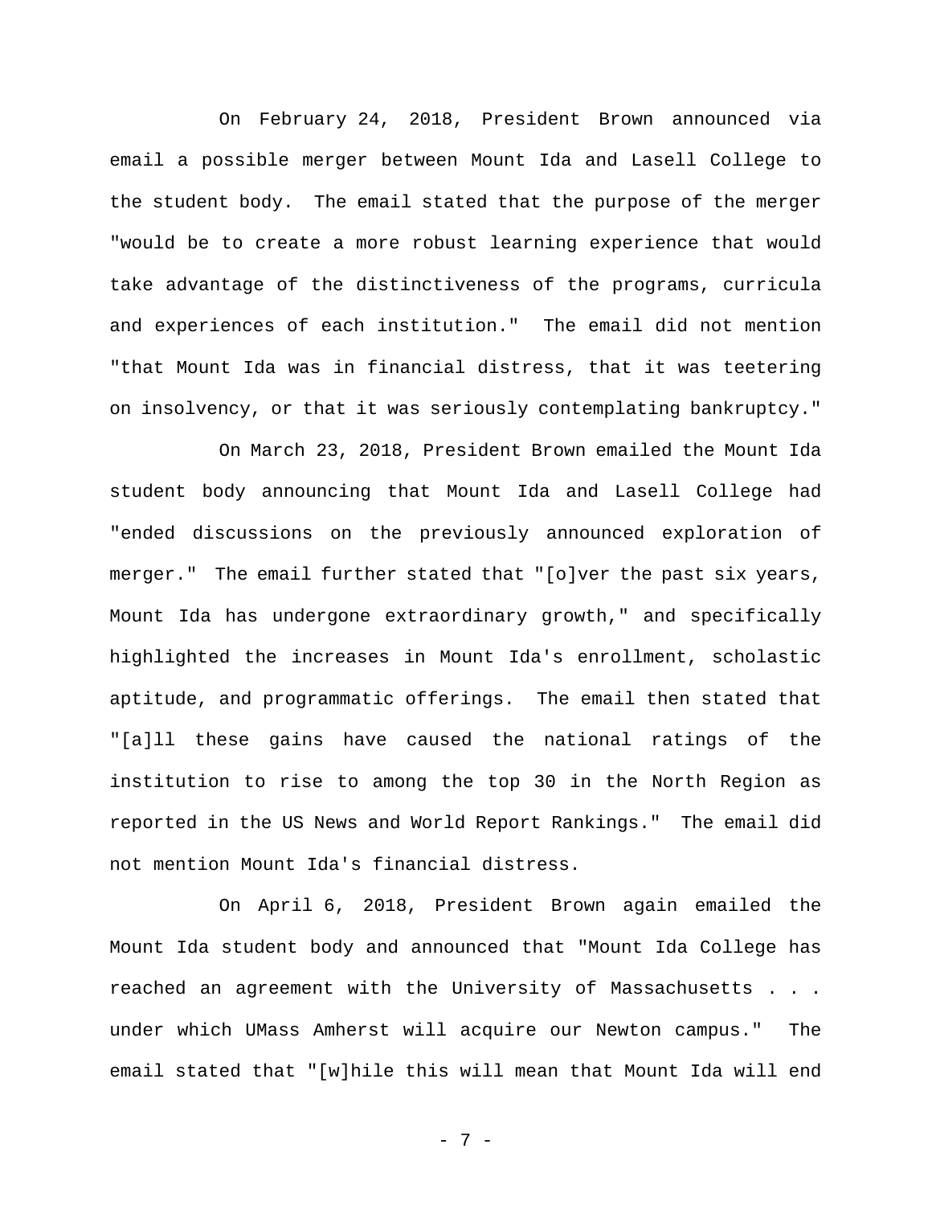On February 24, 2018, President Brown announced via email a possible merger between Mount Ida and Lasell College to the student body. The email stated that the purpose of the merger "would be to create a more robust learning experience that would take advantage of the distinctiveness of the programs, curricula and experiences of each institution." The email did not mention "that Mount Ida was in financial distress, that it was teetering on insolvency, or that it was seriously contemplating bankruptcy."

On March 23, 2018, President Brown emailed the Mount Ida student body announcing that Mount Ida and Lasell College had "ended discussions on the previously announced exploration of merger." The email further stated that "[o]ver the past six years, Mount Ida has undergone extraordinary growth," and specifically highlighted the increases in Mount Ida's enrollment, scholastic aptitude, and programmatic offerings. The email then stated that "[a]ll these gains have caused the national ratings of the institution to rise to among the top 30 in the North Region as reported in the US News and World Report Rankings." The email did not mention Mount Ida's financial distress.

On April 6, 2018, President Brown again emailed the Mount Ida student body and announced that "Mount Ida College has reached an agreement with the University of Massachusetts . . . under which UMass Amherst will acquire our Newton campus." The email stated that "[w]hile this will mean that Mount Ida will end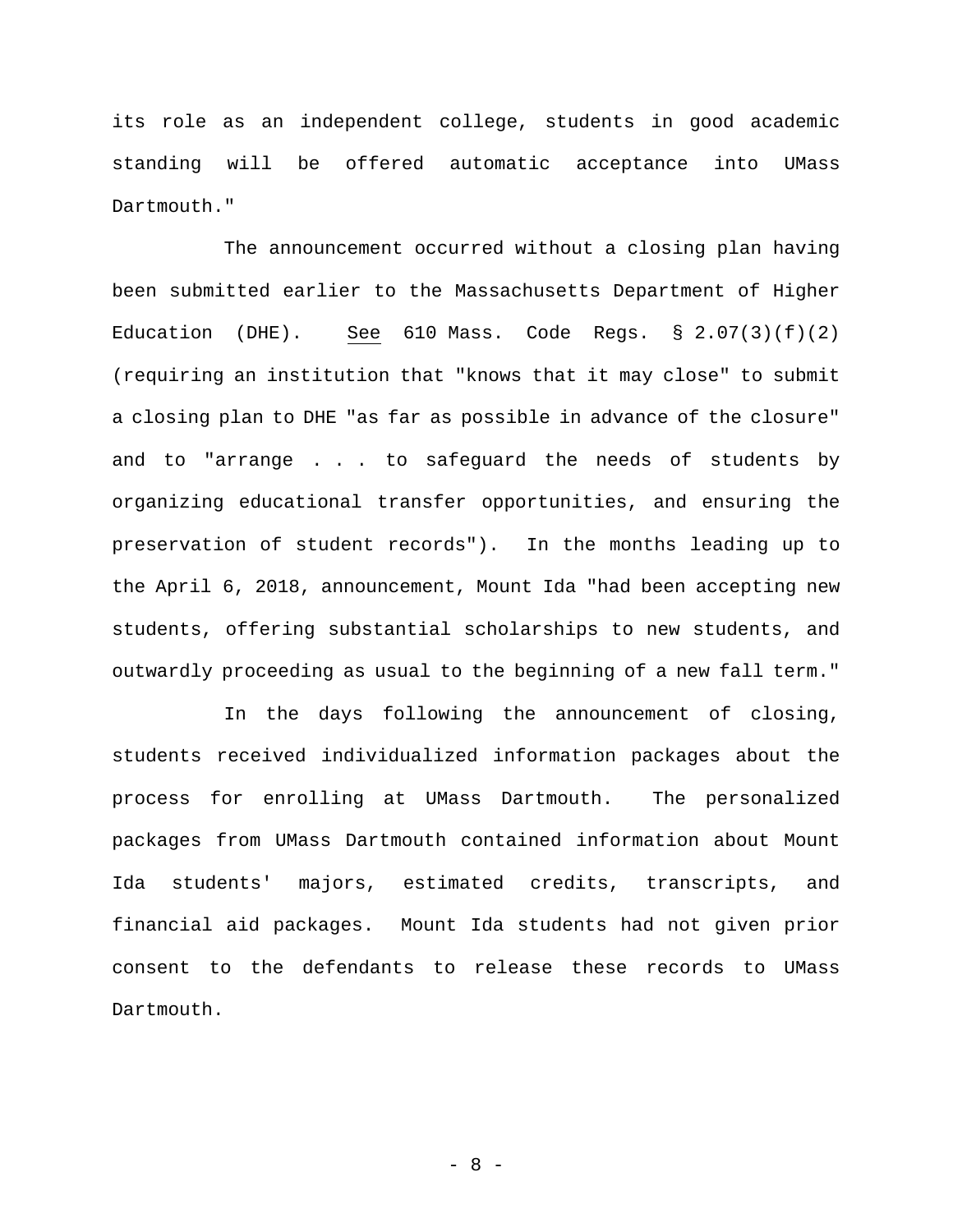its role as an independent college, students in good academic standing will be offered automatic acceptance into UMass Dartmouth."

The announcement occurred without a closing plan having been submitted earlier to the Massachusetts Department of Higher Education (DHE). See 610 Mass. Code Regs. § 2.07(3)(f)(2) (requiring an institution that "knows that it may close" to submit a closing plan to DHE "as far as possible in advance of the closure" and to "arrange . . . to safeguard the needs of students by organizing educational transfer opportunities, and ensuring the preservation of student records"). In the months leading up to the April 6, 2018, announcement, Mount Ida "had been accepting new students, offering substantial scholarships to new students, and outwardly proceeding as usual to the beginning of a new fall term."

In the days following the announcement of closing, students received individualized information packages about the process for enrolling at UMass Dartmouth. The personalized packages from UMass Dartmouth contained information about Mount Ida students' majors, estimated credits, transcripts, and financial aid packages. Mount Ida students had not given prior consent to the defendants to release these records to UMass Dartmouth.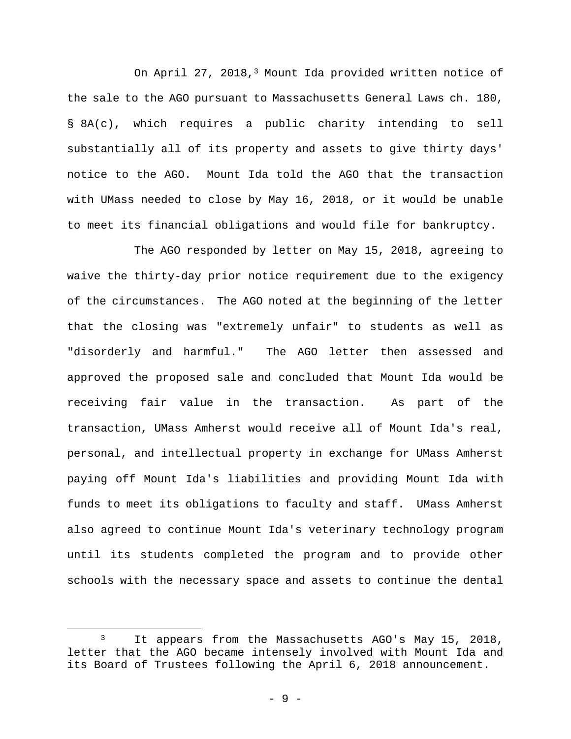On April 27, 2018,[3] Mount Ida provided written notice of the sale to the AGO pursuant to Massachusetts General Laws ch. 180, § 8A(c), which requires a public charity intending to sell substantially all of its property and assets to give thirty days' notice to the AGO. Mount Ida told the AGO that the transaction with UMass needed to close by May 16, 2018, or it would be unable to meet its financial obligations and would file for bankruptcy.

The AGO responded by letter on May 15, 2018, agreeing to waive the thirty-day prior notice requirement due to the exigency of the circumstances. The AGO noted at the beginning of the letter that the closing was "extremely unfair" to students as well as "disorderly and harmful." The AGO letter then assessed and approved the proposed sale and concluded that Mount Ida would be receiving fair value in the transaction. As part of the transaction, UMass Amherst would receive all of Mount Ida's real, personal, and intellectual property in exchange for UMass Amherst paying off Mount Ida's liabilities and providing Mount Ida with funds to meet its obligations to faculty and staff. UMass Amherst also agreed to continue Mount Ida's veterinary technology program until its students completed the program and to provide other schools with the necessary space and assets to continue the dental

---

[3] It appears from the Massachusetts AGO's May 15, 2018, letter that the AGO became intensely involved with Mount Ida and its Board of Trustees following the April 6, 2018 announcement.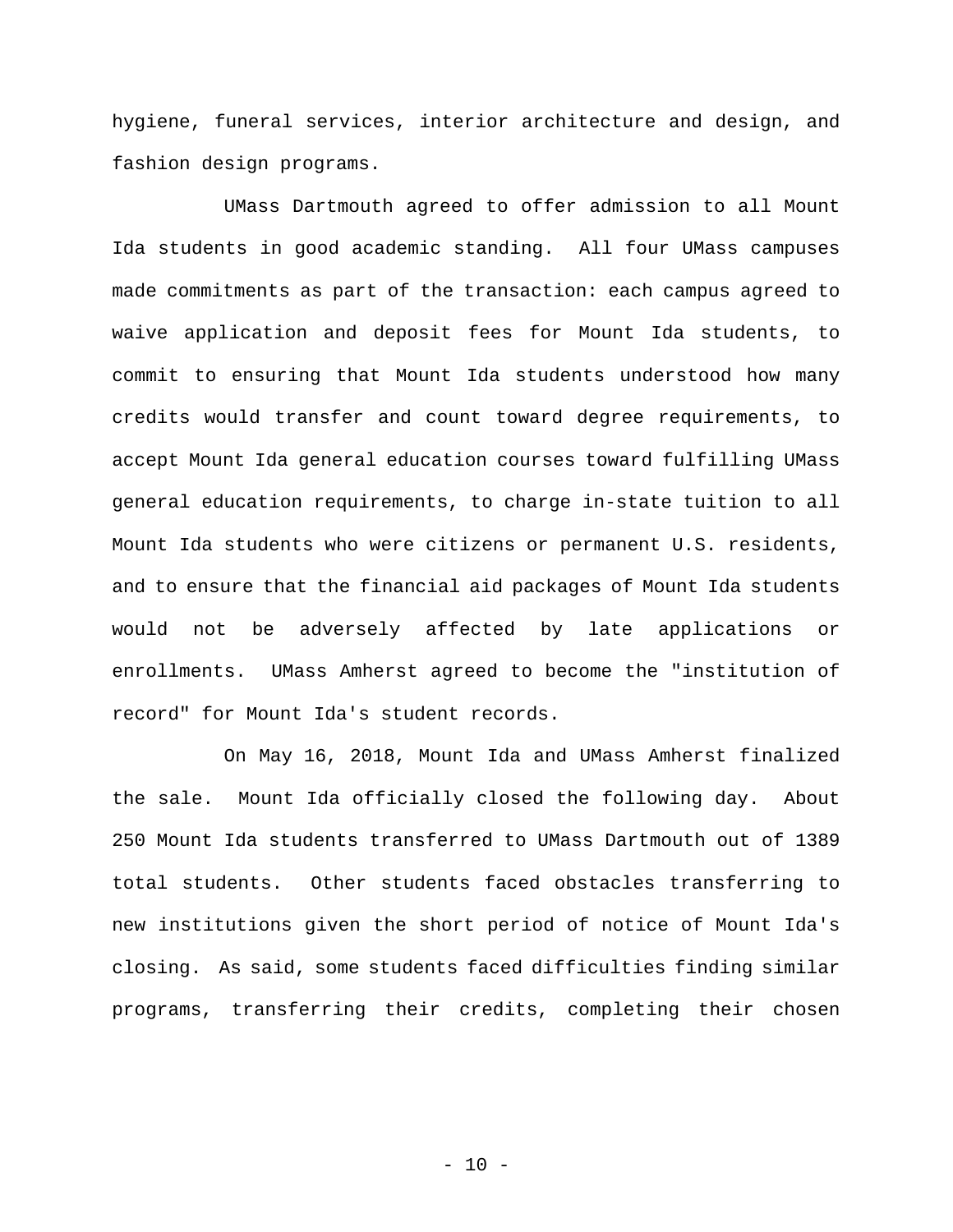hygiene, funeral services, interior architecture and design, and fashion design programs.

UMass Dartmouth agreed to offer admission to all Mount Ida students in good academic standing. All four UMass campuses made commitments as part of the transaction: each campus agreed to waive application and deposit fees for Mount Ida students, to commit to ensuring that Mount Ida students understood how many credits would transfer and count toward degree requirements, to accept Mount Ida general education courses toward fulfilling UMass general education requirements, to charge in-state tuition to all Mount Ida students who were citizens or permanent U.S. residents, and to ensure that the financial aid packages of Mount Ida students would not be adversely affected by late applications or enrollments. UMass Amherst agreed to become the "institution of record" for Mount Ida's student records.

On May 16, 2018, Mount Ida and UMass Amherst finalized the sale. Mount Ida officially closed the following day. About 250 Mount Ida students transferred to UMass Dartmouth out of 1389 total students. Other students faced obstacles transferring to new institutions given the short period of notice of Mount Ida's closing. As said, some students faced difficulties finding similar programs, transferring their credits, completing their chosen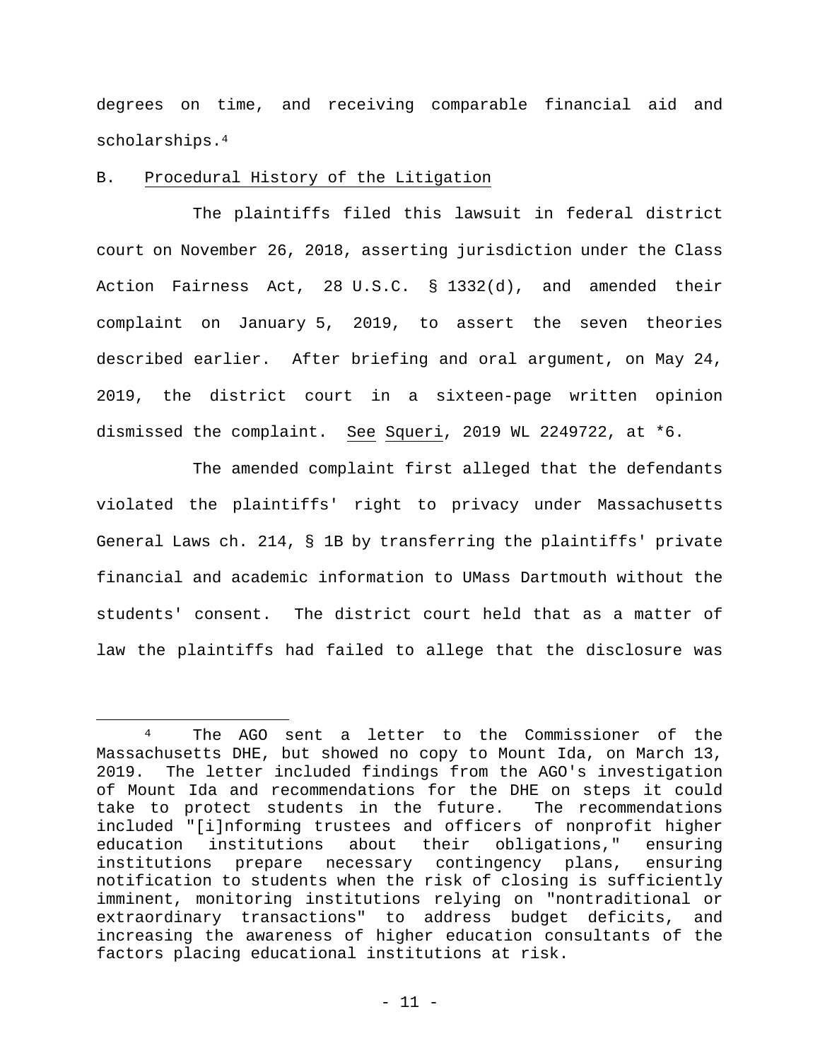degrees on time, and receiving comparable financial aid and scholarships.[4]

B. Procedural History of the Litigation

The plaintiffs filed this lawsuit in federal district court on November 26, 2018, asserting jurisdiction under the Class Action Fairness Act, 28 U.S.C. § 1332(d), and amended their complaint on January 5, 2019, to assert the seven theories described earlier. After briefing and oral argument, on May 24, 2019, the district court in a sixteen-page written opinion dismissed the complaint. See Squeri, 2019 WL 2249722, at *6.

The amended complaint first alleged that the defendants violated the plaintiffs' right to privacy under Massachusetts General Laws ch. 214, § 1B by transferring the plaintiffs' private financial and academic information to UMass Dartmouth without the students' consent. The district court held that as a matter of law the plaintiffs had failed to allege that the disclosure was

[4] The AGO sent a letter to the Commissioner of the Massachusetts DHE, but showed no copy to Mount Ida, on March 13, 2019. The letter included findings from the AGO's investigation of Mount Ida and recommendations for the DHE on steps it could take to protect students in the future. The recommendations included "[i]nforming trustees and officers of nonprofit higher education institutions about their obligations," ensuring institutions prepare necessary contingency plans, ensuring notification to students when the risk of closing is sufficiently imminent, monitoring institutions relying on "nontraditional or extraordinary transactions" to address budget deficits, and increasing the awareness of higher education consultants of the factors placing educational institutions at risk.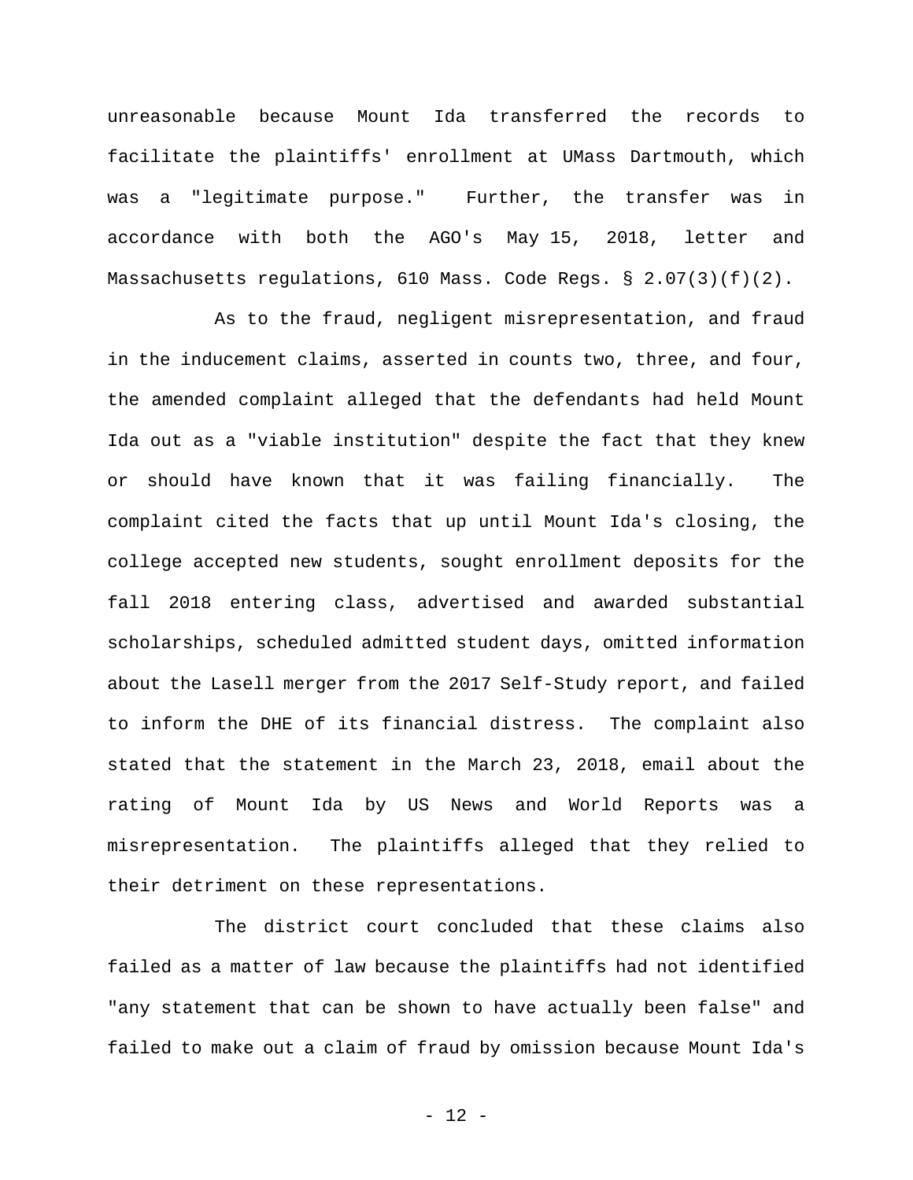unreasonable because Mount Ida transferred the records to facilitate the plaintiffs' enrollment at UMass Dartmouth, which was a "legitimate purpose." Further, the transfer was in accordance with both the AGO's May 15, 2018, letter and Massachusetts regulations, 610 Mass. Code Regs. § 2.07(3)(f)(2).

As to the fraud, negligent misrepresentation, and fraud in the inducement claims, asserted in counts two, three, and four, the amended complaint alleged that the defendants had held Mount Ida out as a "viable institution" despite the fact that they knew or should have known that it was failing financially. The complaint cited the facts that up until Mount Ida's closing, the college accepted new students, sought enrollment deposits for the fall 2018 entering class, advertised and awarded substantial scholarships, scheduled admitted student days, omitted information about the Lasell merger from the 2017 Self-Study report, and failed to inform the DHE of its financial distress. The complaint also stated that the statement in the March 23, 2018, email about the rating of Mount Ida by US News and World Reports was a misrepresentation. The plaintiffs alleged that they relied to their detriment on these representations.

The district court concluded that these claims also failed as a matter of law because the plaintiffs had not identified "any statement that can be shown to have actually been false" and failed to make out a claim of fraud by omission because Mount Ida's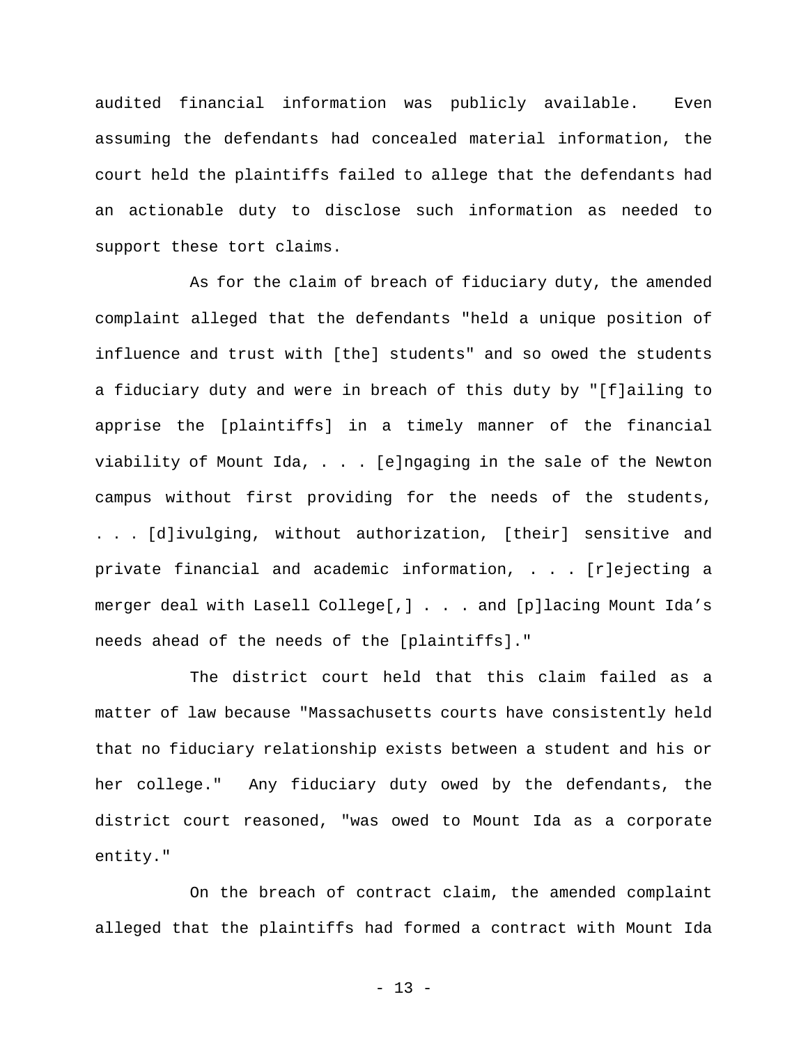audited financial information was publicly available. Even assuming the defendants had concealed material information, the court held the plaintiffs failed to allege that the defendants had an actionable duty to disclose such information as needed to support these tort claims.

As for the claim of breach of fiduciary duty, the amended complaint alleged that the defendants "held a unique position of influence and trust with [the] students" and so owed the students a fiduciary duty and were in breach of this duty by "[f]ailing to apprise the [plaintiffs] in a timely manner of the financial viability of Mount Ida, . . . [e]ngaging in the sale of the Newton campus without first providing for the needs of the students, . . . [d]ivulging, without authorization, [their] sensitive and private financial and academic information, . . . [r]ejecting a merger deal with Lasell College[,] . . . and [p]lacing Mount Ida's needs ahead of the needs of the [plaintiffs]."

The district court held that this claim failed as a matter of law because "Massachusetts courts have consistently held that no fiduciary relationship exists between a student and his or her college." Any fiduciary duty owed by the defendants, the district court reasoned, "was owed to Mount Ida as a corporate entity."

On the breach of contract claim, the amended complaint alleged that the plaintiffs had formed a contract with Mount Ida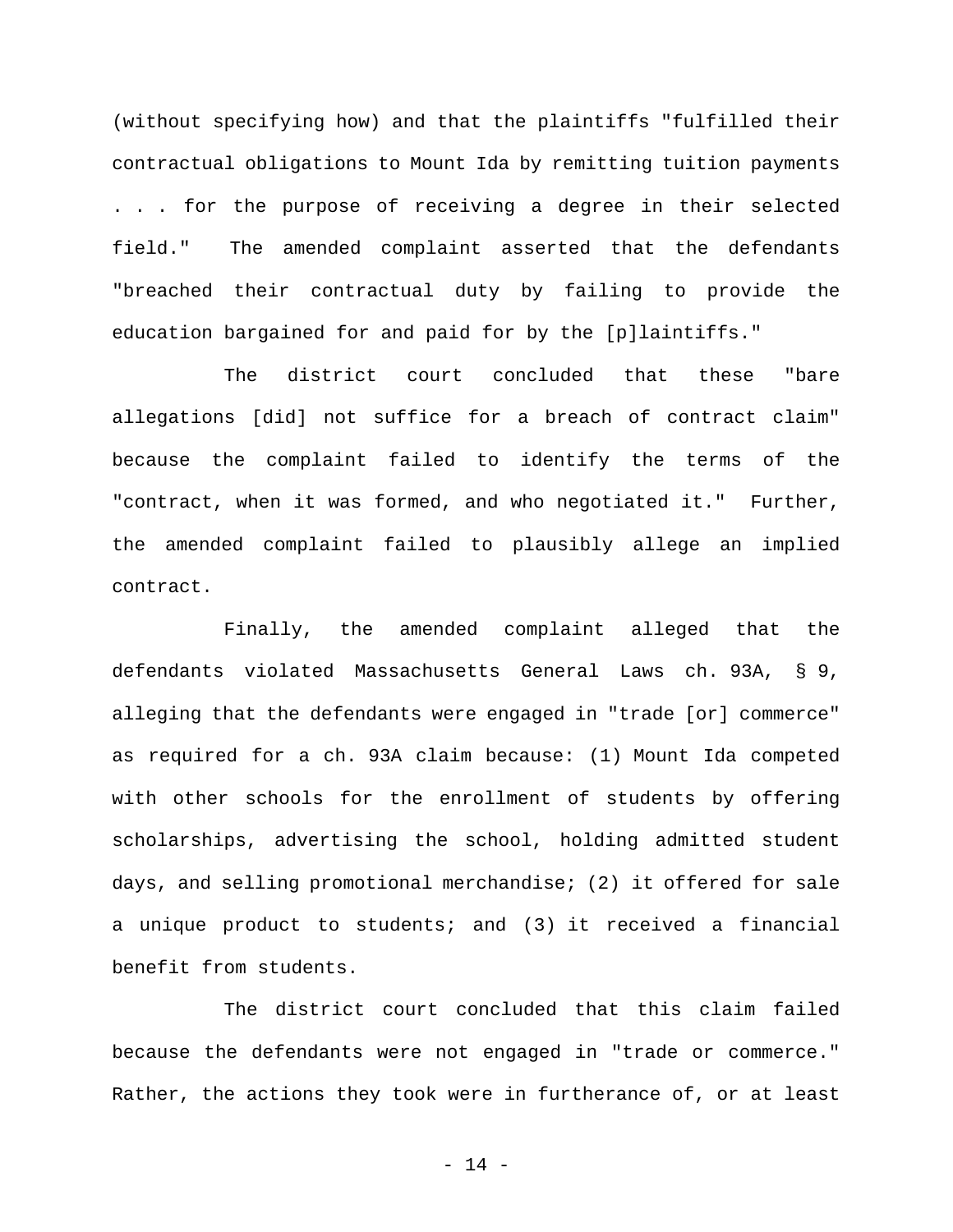(without specifying how) and that the plaintiffs "fulfilled their contractual obligations to Mount Ida by remitting tuition payments . . . for the purpose of receiving a degree in their selected field." The amended complaint asserted that the defendants "breached their contractual duty by failing to provide the education bargained for and paid for by the [p]laintiffs."

The district court concluded that these "bare allegations [did] not suffice for a breach of contract claim" because the complaint failed to identify the terms of the "contract, when it was formed, and who negotiated it." Further, the amended complaint failed to plausibly allege an implied contract.

Finally, the amended complaint alleged that the defendants violated Massachusetts General Laws ch. 93A, § 9, alleging that the defendants were engaged in "trade [or] commerce" as required for a ch. 93A claim because: (1) Mount Ida competed with other schools for the enrollment of students by offering scholarships, advertising the school, holding admitted student days, and selling promotional merchandise; (2) it offered for sale a unique product to students; and (3) it received a financial benefit from students.

The district court concluded that this claim failed because the defendants were not engaged in "trade or commerce." Rather, the actions they took were in furtherance of, or at least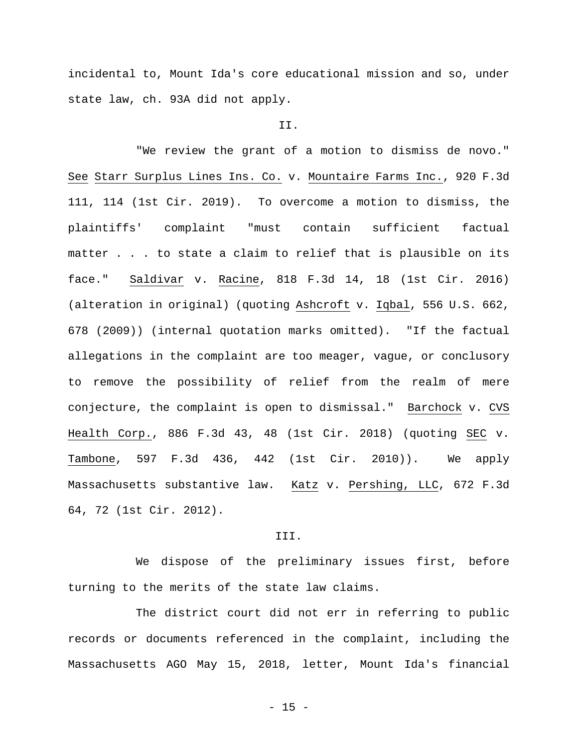incidental to, Mount Ida's core educational mission and so, under state law, ch. 93A did not apply.

II.

"We review the grant of a motion to dismiss de novo." See Starr Surplus Lines Ins. Co. v. Mountaire Farms Inc., 920 F.3d 111, 114 (1st Cir. 2019). To overcome a motion to dismiss, the plaintiffs' complaint "must contain sufficient factual matter . . . to state a claim to relief that is plausible on its face." Saldivar v. Racine, 818 F.3d 14, 18 (1st Cir. 2016) (alteration in original) (quoting Ashcroft v. Iqbal, 556 U.S. 662, 678 (2009)) (internal quotation marks omitted). "If the factual allegations in the complaint are too meager, vague, or conclusory to remove the possibility of relief from the realm of mere conjecture, the complaint is open to dismissal." Barchock v. CVS Health Corp., 886 F.3d 43, 48 (1st Cir. 2018) (quoting SEC v. Tambone, 597 F.3d 436, 442 (1st Cir. 2010)). We apply Massachusetts substantive law. Katz v. Pershing, LLC, 672 F.3d 64, 72 (1st Cir. 2012).

III.

We dispose of the preliminary issues first, before turning to the merits of the state law claims.

The district court did not err in referring to public records or documents referenced in the complaint, including the Massachusetts AGO May 15, 2018, letter, Mount Ida's financial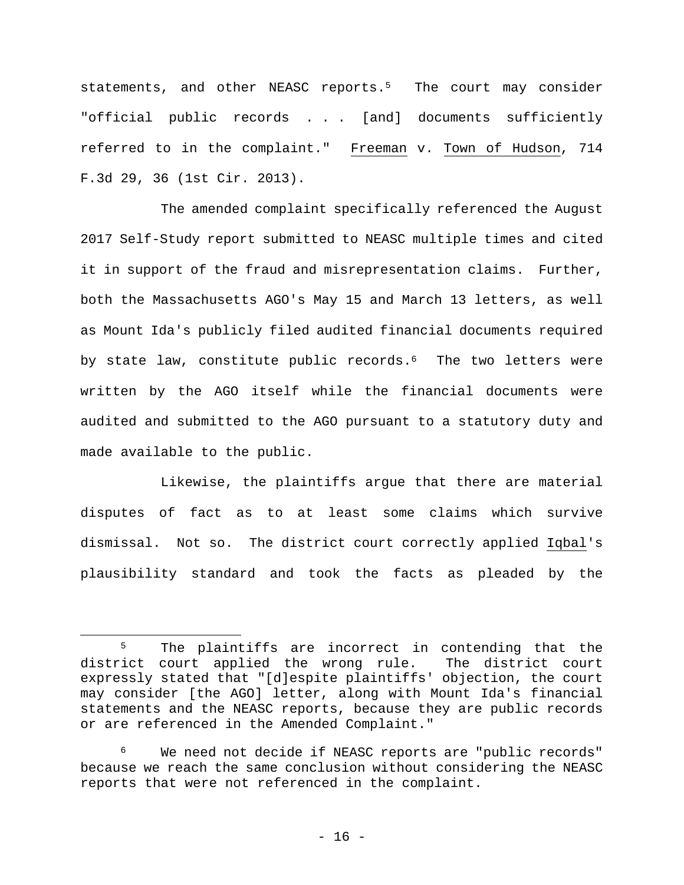statements, and other NEASC reports.[5] The court may consider "official public records . . . [and] documents sufficiently referred to in the complaint." Freeman v. Town of Hudson, 714 F.3d 29, 36 (1st Cir. 2013).

The amended complaint specifically referenced the August 2017 Self-Study report submitted to NEASC multiple times and cited it in support of the fraud and misrepresentation claims. Further, both the Massachusetts AGO's May 15 and March 13 letters, as well as Mount Ida's publicly filed audited financial documents required by state law, constitute public records.[6] The two letters were written by the AGO itself while the financial documents were audited and submitted to the AGO pursuant to a statutory duty and made available to the public.

Likewise, the plaintiffs argue that there are material disputes of fact as to at least some claims which survive dismissal. Not so. The district court correctly applied Iqbal's plausibility standard and took the facts as pleaded by the

---

[5] The plaintiffs are incorrect in contending that the district court applied the wrong rule. The district court expressly stated that "[d]espite plaintiffs' objection, the court may consider [the AGO] letter, along with Mount Ida's financial statements and the NEASC reports, because they are public records or are referenced in the Amended Complaint."

[6] We need not decide if NEASC reports are "public records" because we reach the same conclusion without considering the NEASC reports that were not referenced in the complaint.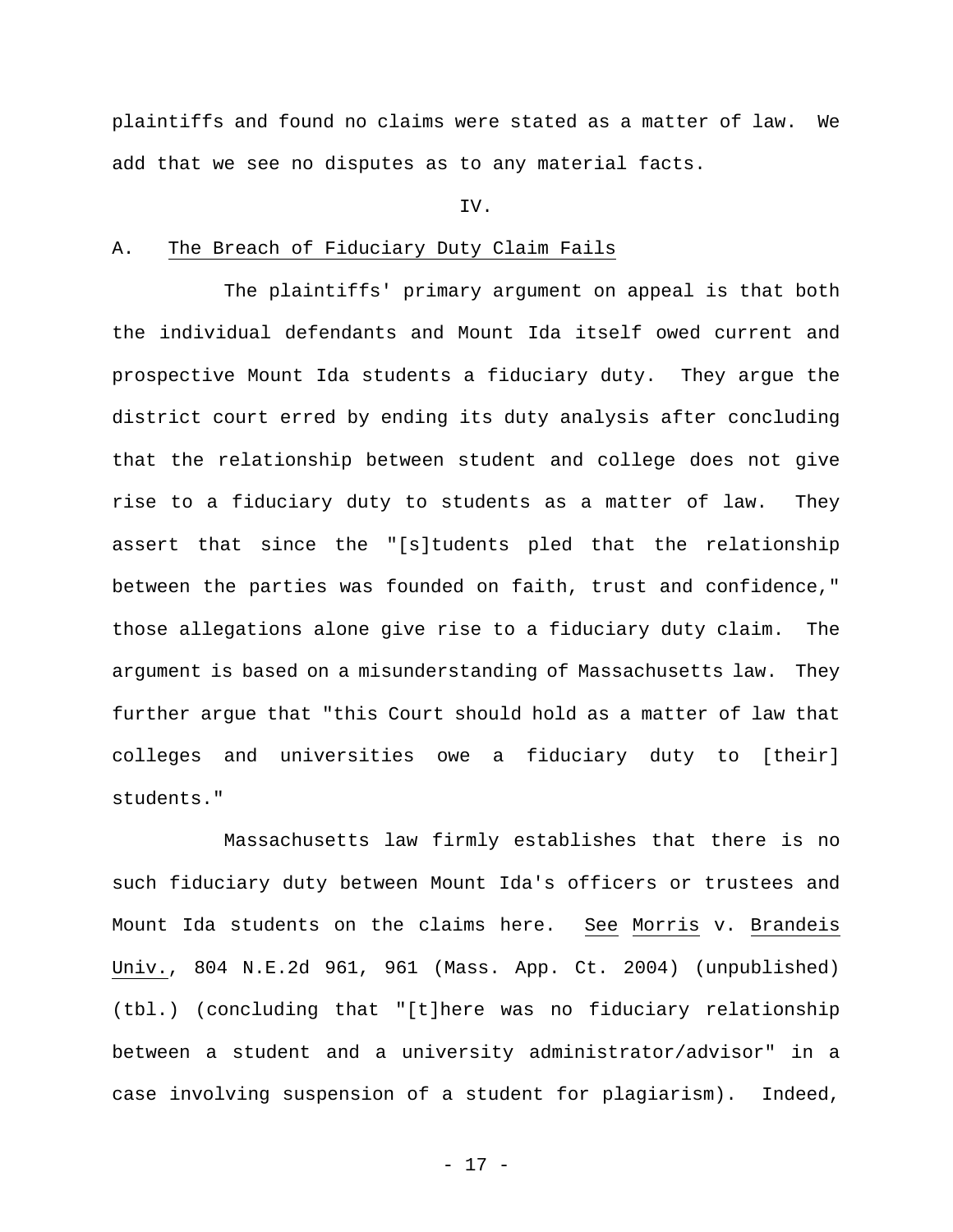plaintiffs and found no claims were stated as a matter of law. We add that we see no disputes as to any material facts.

IV.

## A. The Breach of Fiduciary Duty Claim Fails

The plaintiffs' primary argument on appeal is that both the individual defendants and Mount Ida itself owed current and prospective Mount Ida students a fiduciary duty. They argue the district court erred by ending its duty analysis after concluding that the relationship between student and college does not give rise to a fiduciary duty to students as a matter of law. They assert that since the "[s]tudents pled that the relationship between the parties was founded on faith, trust and confidence," those allegations alone give rise to a fiduciary duty claim. The argument is based on a misunderstanding of Massachusetts law. They further argue that "this Court should hold as a matter of law that colleges and universities owe a fiduciary duty to [their] students."

Massachusetts law firmly establishes that there is no such fiduciary duty between Mount Ida's officers or trustees and Mount Ida students on the claims here. See Morris v. Brandeis Univ., 804 N.E.2d 961, 961 (Mass. App. Ct. 2004) (unpublished) (tbl.) (concluding that "[t]here was no fiduciary relationship between a student and a university administrator/advisor" in a case involving suspension of a student for plagiarism). Indeed,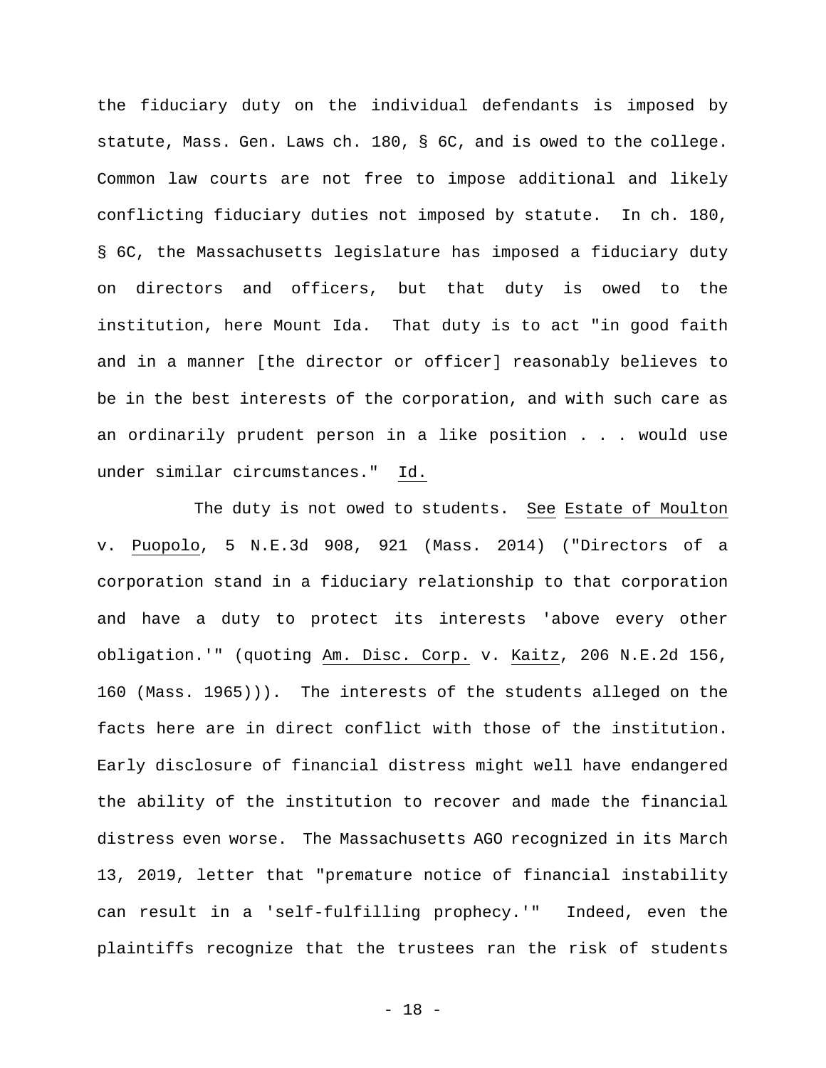the fiduciary duty on the individual defendants is imposed by statute, Mass. Gen. Laws ch. 180, § 6C, and is owed to the college. Common law courts are not free to impose additional and likely conflicting fiduciary duties not imposed by statute. In ch. 180, § 6C, the Massachusetts legislature has imposed a fiduciary duty on directors and officers, but that duty is owed to the institution, here Mount Ida. That duty is to act "in good faith and in a manner [the director or officer] reasonably believes to be in the best interests of the corporation, and with such care as an ordinarily prudent person in a like position . . . would use under similar circumstances." Id.

The duty is not owed to students. See Estate of Moulton v. Puopolo, 5 N.E.3d 908, 921 (Mass. 2014) ("Directors of a corporation stand in a fiduciary relationship to that corporation and have a duty to protect its interests 'above every other obligation.'" (quoting Am. Disc. Corp. v. Kaitz, 206 N.E.2d 156, 160 (Mass. 1965))). The interests of the students alleged on the facts here are in direct conflict with those of the institution. Early disclosure of financial distress might well have endangered the ability of the institution to recover and made the financial distress even worse. The Massachusetts AGO recognized in its March 13, 2019, letter that "premature notice of financial instability can result in a 'self-fulfilling prophecy.'" Indeed, even the plaintiffs recognize that the trustees ran the risk of students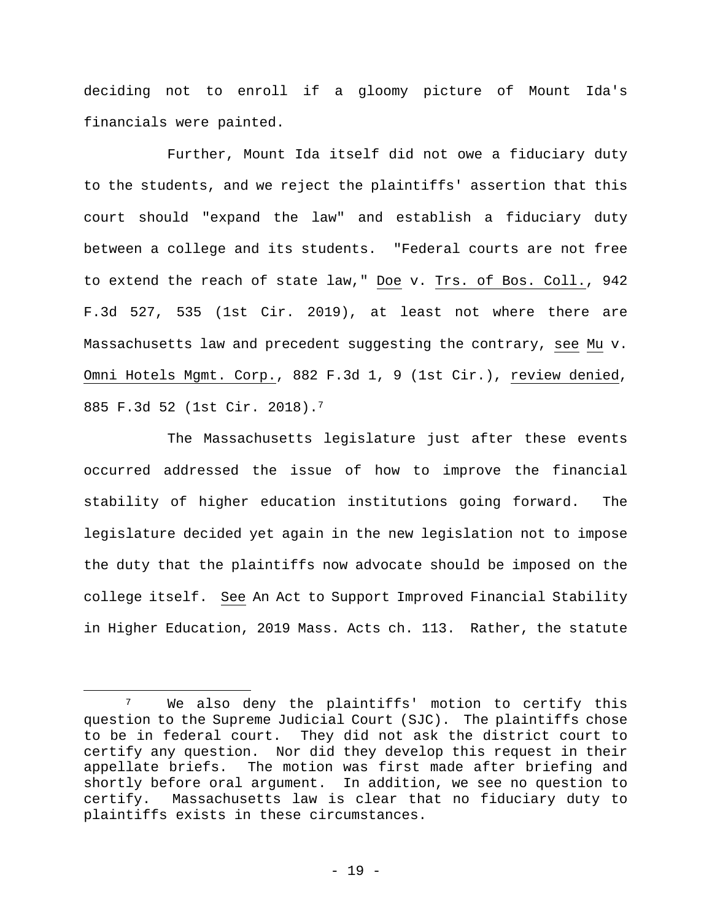deciding not to enroll if a gloomy picture of Mount Ida's financials were painted.

Further, Mount Ida itself did not owe a fiduciary duty to the students, and we reject the plaintiffs' assertion that this court should "expand the law" and establish a fiduciary duty between a college and its students. "Federal courts are not free to extend the reach of state law," Doe v. Trs. of Bos. Coll., 942 F.3d 527, 535 (1st Cir. 2019), at least not where there are Massachusetts law and precedent suggesting the contrary, see Mu v. Omni Hotels Mgmt. Corp., 882 F.3d 1, 9 (1st Cir.), review denied, 885 F.3d 52 (1st Cir. 2018).[7]

The Massachusetts legislature just after these events occurred addressed the issue of how to improve the financial stability of higher education institutions going forward. The legislature decided yet again in the new legislation not to impose the duty that the plaintiffs now advocate should be imposed on the college itself. See An Act to Support Improved Financial Stability in Higher Education, 2019 Mass. Acts ch. 113. Rather, the statute

[7] We also deny the plaintiffs' motion to certify this question to the Supreme Judicial Court (SJC). The plaintiffs chose to be in federal court. They did not ask the district court to certify any question. Nor did they develop this request in their appellate briefs. The motion was first made after briefing and shortly before oral argument. In addition, we see no question to certify. Massachusetts law is clear that no fiduciary duty to plaintiffs exists in these circumstances.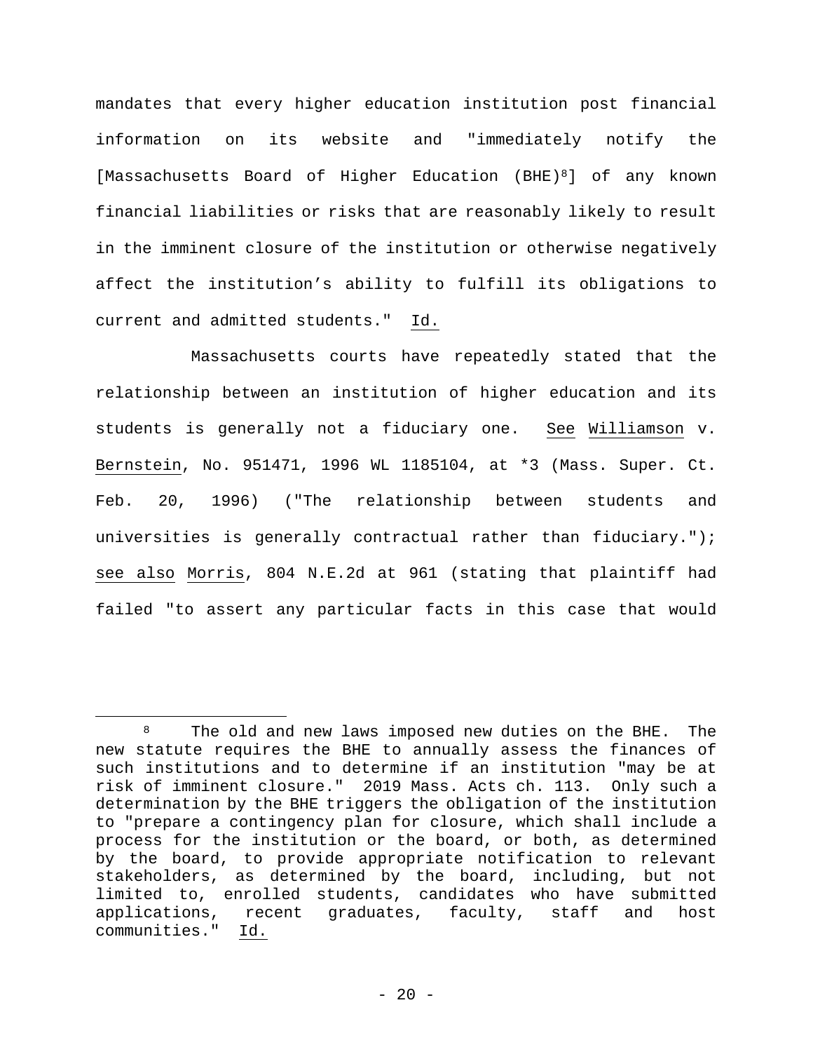mandates that every higher education institution post financial information on its website and "immediately notify the [Massachusetts Board of Higher Education (BHE)[8]] of any known financial liabilities or risks that are reasonably likely to result in the imminent closure of the institution or otherwise negatively affect the institution's ability to fulfill its obligations to current and admitted students." Id.

Massachusetts courts have repeatedly stated that the relationship between an institution of higher education and its students is generally not a fiduciary one. See Williamson v. Bernstein, No. 951471, 1996 WL 1185104, at *3 (Mass. Super. Ct. Feb. 20, 1996) ("The relationship between students and universities is generally contractual rather than fiduciary."); see also Morris, 804 N.E.2d at 961 (stating that plaintiff had failed "to assert any particular facts in this case that would

---

[8] The old and new laws imposed new duties on the BHE. The new statute requires the BHE to annually assess the finances of such institutions and to determine if an institution "may be at risk of imminent closure." 2019 Mass. Acts ch. 113. Only such a determination by the BHE triggers the obligation of the institution to "prepare a contingency plan for closure, which shall include a process for the institution or the board, or both, as determined by the board, to provide appropriate notification to relevant stakeholders, as determined by the board, including, but not limited to, enrolled students, candidates who have submitted applications, recent graduates, faculty, staff and host communities." Id.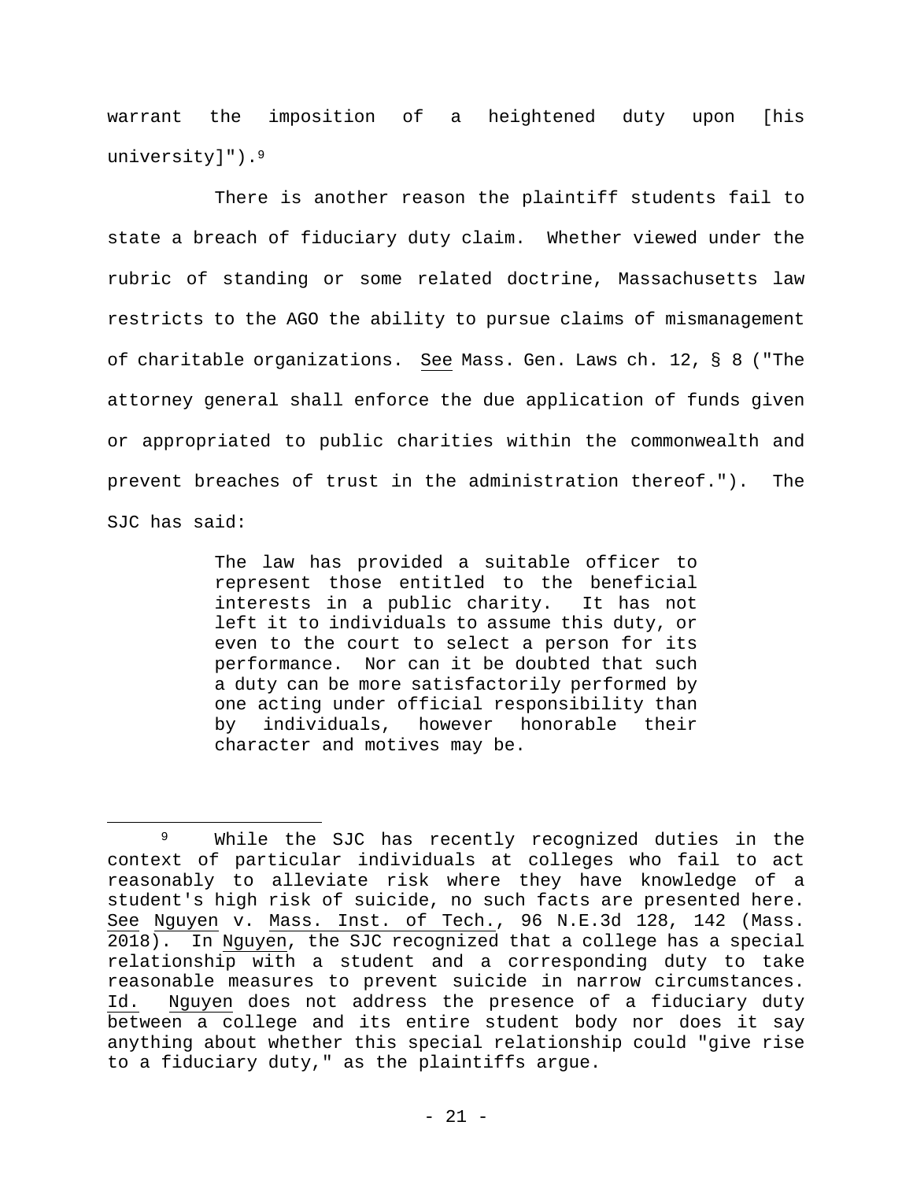warrant the imposition of a heightened duty upon [his university]").[9]

There is another reason the plaintiff students fail to state a breach of fiduciary duty claim. Whether viewed under the rubric of standing or some related doctrine, Massachusetts law restricts to the AGO the ability to pursue claims of mismanagement of charitable organizations. _See_ Mass. Gen. Laws ch. 12, § 8 ("The attorney general shall enforce the due application of funds given or appropriated to public charities within the commonwealth and prevent breaches of trust in the administration thereof."). The SJC has said:

> The law has provided a suitable officer to represent those entitled to the beneficial interests in a public charity. It has not left it to individuals to assume this duty, or even to the court to select a person for its performance. Nor can it be doubted that such a duty can be more satisfactorily performed by one acting under official responsibility than by individuals, however honorable their character and motives may be.

---

[9] While the SJC has recently recognized duties in the context of particular individuals at colleges who fail to act reasonably to alleviate risk where they have knowledge of a student's high risk of suicide, no such facts are presented here. _See_ _Nguyen_ v. _Mass. Inst. of Tech._, 96 N.E.3d 128, 142 (Mass. 2018). In _Nguyen_, the SJC recognized that a college has a special relationship with a student and a corresponding duty to take reasonable measures to prevent suicide in narrow circumstances. _Id._ _Nguyen_ does not address the presence of a fiduciary duty between a college and its entire student body nor does it say anything about whether this special relationship could "give rise to a fiduciary duty," as the plaintiffs argue.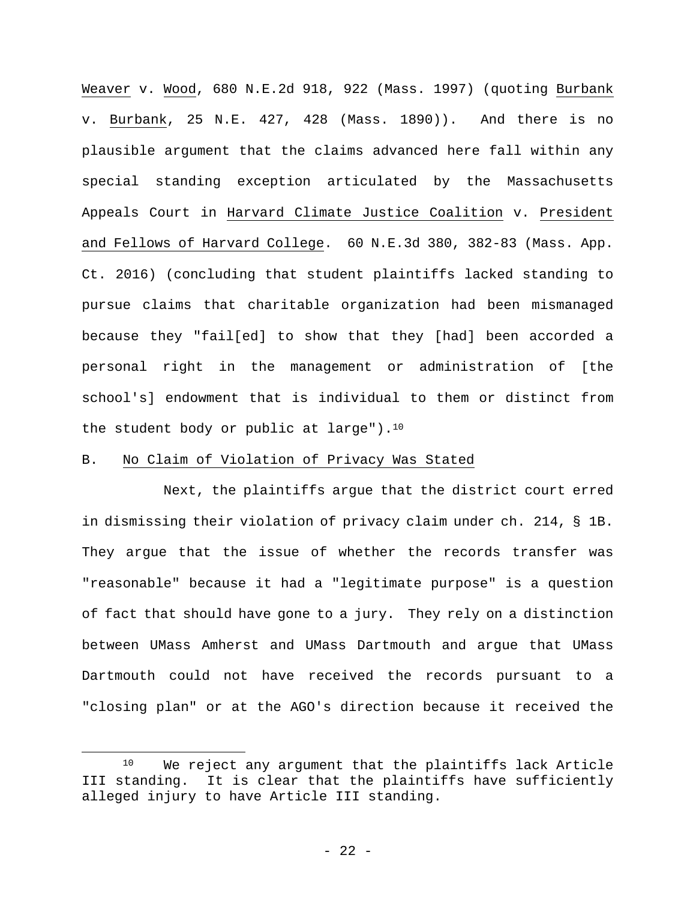Weaver v. Wood, 680 N.E.2d 918, 922 (Mass. 1997) (quoting Burbank v. Burbank, 25 N.E. 427, 428 (Mass. 1890)). And there is no plausible argument that the claims advanced here fall within any special standing exception articulated by the Massachusetts Appeals Court in Harvard Climate Justice Coalition v. President and Fellows of Harvard College. 60 N.E.3d 380, 382-83 (Mass. App. Ct. 2016) (concluding that student plaintiffs lacked standing to pursue claims that charitable organization had been mismanaged because they "fail[ed] to show that they [had] been accorded a personal right in the management or administration of [the school's] endowment that is individual to them or distinct from the student body or public at large").[10]

B. No Claim of Violation of Privacy Was Stated

Next, the plaintiffs argue that the district court erred in dismissing their violation of privacy claim under ch. 214, § 1B. They argue that the issue of whether the records transfer was "reasonable" because it had a "legitimate purpose" is a question of fact that should have gone to a jury. They rely on a distinction between UMass Amherst and UMass Dartmouth and argue that UMass Dartmouth could not have received the records pursuant to a "closing plan" or at the AGO's direction because it received the

[10] We reject any argument that the plaintiffs lack Article III standing. It is clear that the plaintiffs have sufficiently alleged injury to have Article III standing.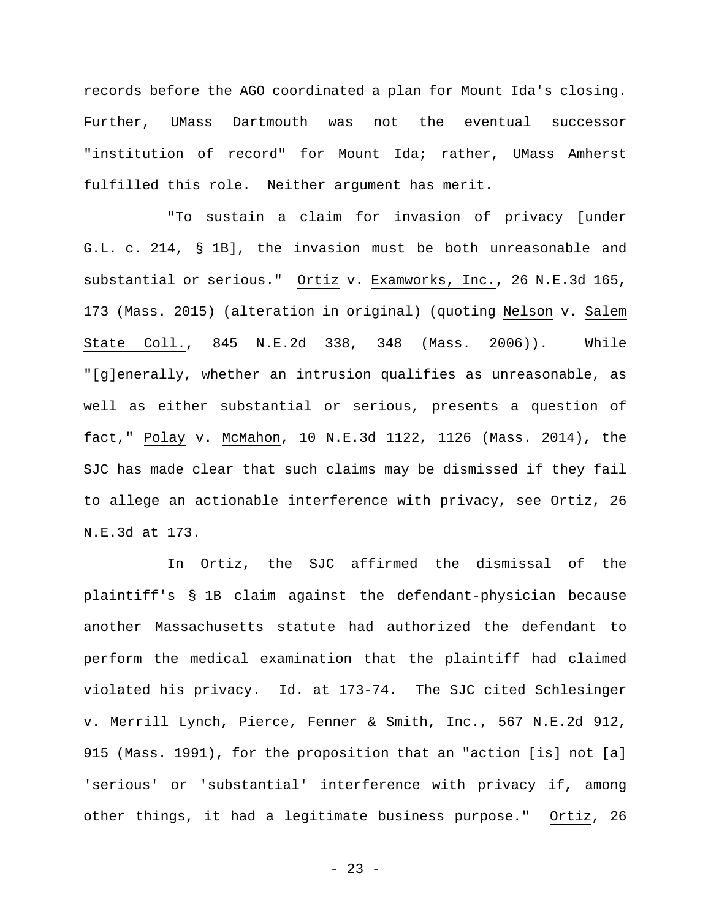records _before_ the AGO coordinated a plan for Mount Ida's closing. Further, UMass Dartmouth was not the eventual successor "institution of record" for Mount Ida; rather, UMass Amherst fulfilled this role. Neither argument has merit.

"To sustain a claim for invasion of privacy [under G.L. c. 214, § 1B], the invasion must be both unreasonable and substantial or serious." _Ortiz_ v. _Examworks, Inc._, 26 N.E.3d 165, 173 (Mass. 2015) (alteration in original) (quoting _Nelson_ v. _Salem State Coll._, 845 N.E.2d 338, 348 (Mass. 2006)). While "[g]enerally, whether an intrusion qualifies as unreasonable, as well as either substantial or serious, presents a question of fact," _Polay_ v. _McMahon_, 10 N.E.3d 1122, 1126 (Mass. 2014), the SJC has made clear that such claims may be dismissed if they fail to allege an actionable interference with privacy, _see_ _Ortiz_, 26 N.E.3d at 173.

In _Ortiz_, the SJC affirmed the dismissal of the plaintiff's § 1B claim against the defendant-physician because another Massachusetts statute had authorized the defendant to perform the medical examination that the plaintiff had claimed violated his privacy. _Id._ at 173-74. The SJC cited _Schlesinger_ v. _Merrill Lynch, Pierce, Fenner & Smith, Inc._, 567 N.E.2d 912, 915 (Mass. 1991), for the proposition that an "action [is] not [a] 'serious' or 'substantial' interference with privacy if, among other things, it had a legitimate business purpose." _Ortiz_, 26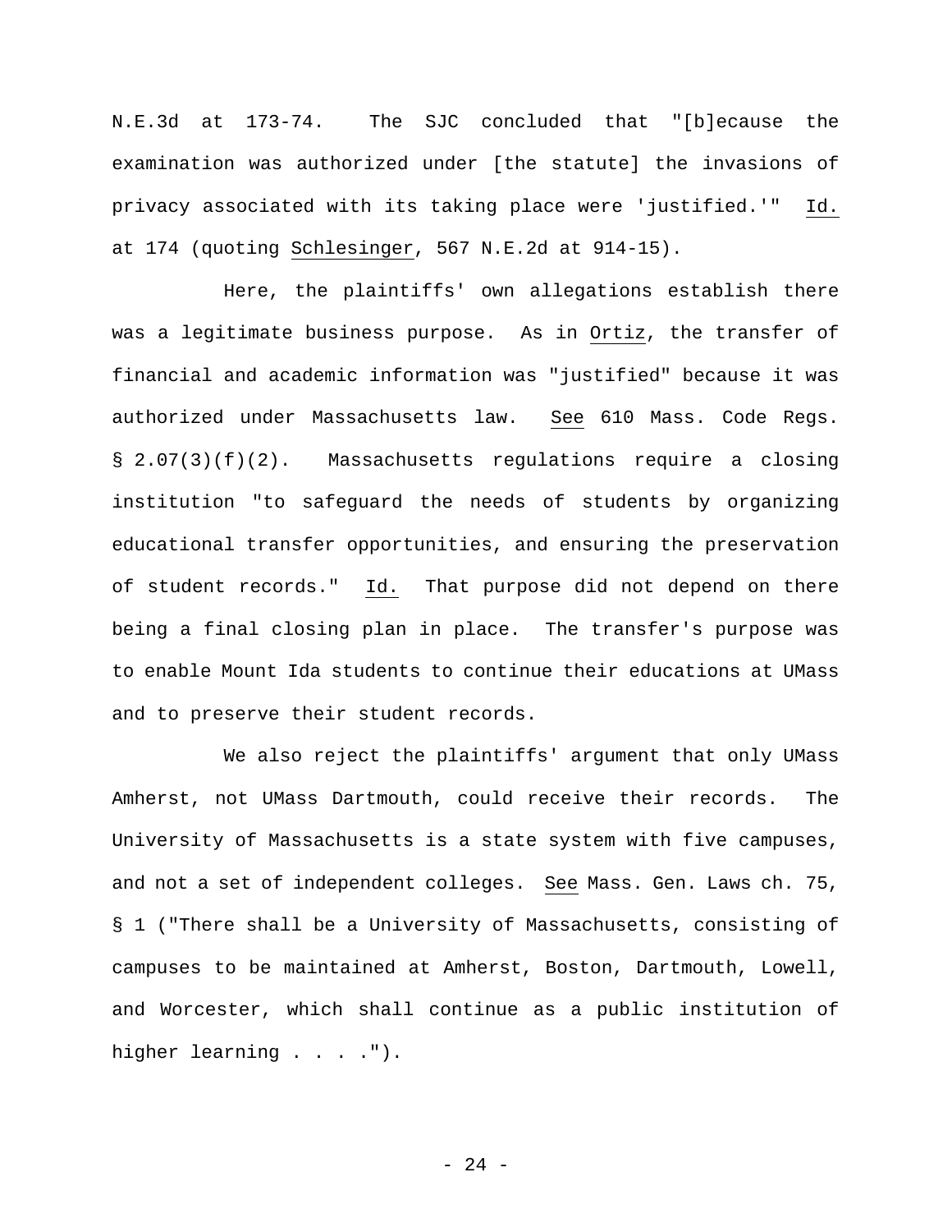N.E.3d at 173-74. The SJC concluded that "[b]ecause the examination was authorized under [the statute] the invasions of privacy associated with its taking place were 'justified.'" Id. at 174 (quoting Schlesinger, 567 N.E.2d at 914-15).

Here, the plaintiffs' own allegations establish there was a legitimate business purpose. As in Ortiz, the transfer of financial and academic information was "justified" because it was authorized under Massachusetts law. See 610 Mass. Code Regs. § 2.07(3)(f)(2). Massachusetts regulations require a closing institution "to safeguard the needs of students by organizing educational transfer opportunities, and ensuring the preservation of student records." Id. That purpose did not depend on there being a final closing plan in place. The transfer's purpose was to enable Mount Ida students to continue their educations at UMass and to preserve their student records.

We also reject the plaintiffs' argument that only UMass Amherst, not UMass Dartmouth, could receive their records. The University of Massachusetts is a state system with five campuses, and not a set of independent colleges. See Mass. Gen. Laws ch. 75, § 1 ("There shall be a University of Massachusetts, consisting of campuses to be maintained at Amherst, Boston, Dartmouth, Lowell, and Worcester, which shall continue as a public institution of higher learning . . . .").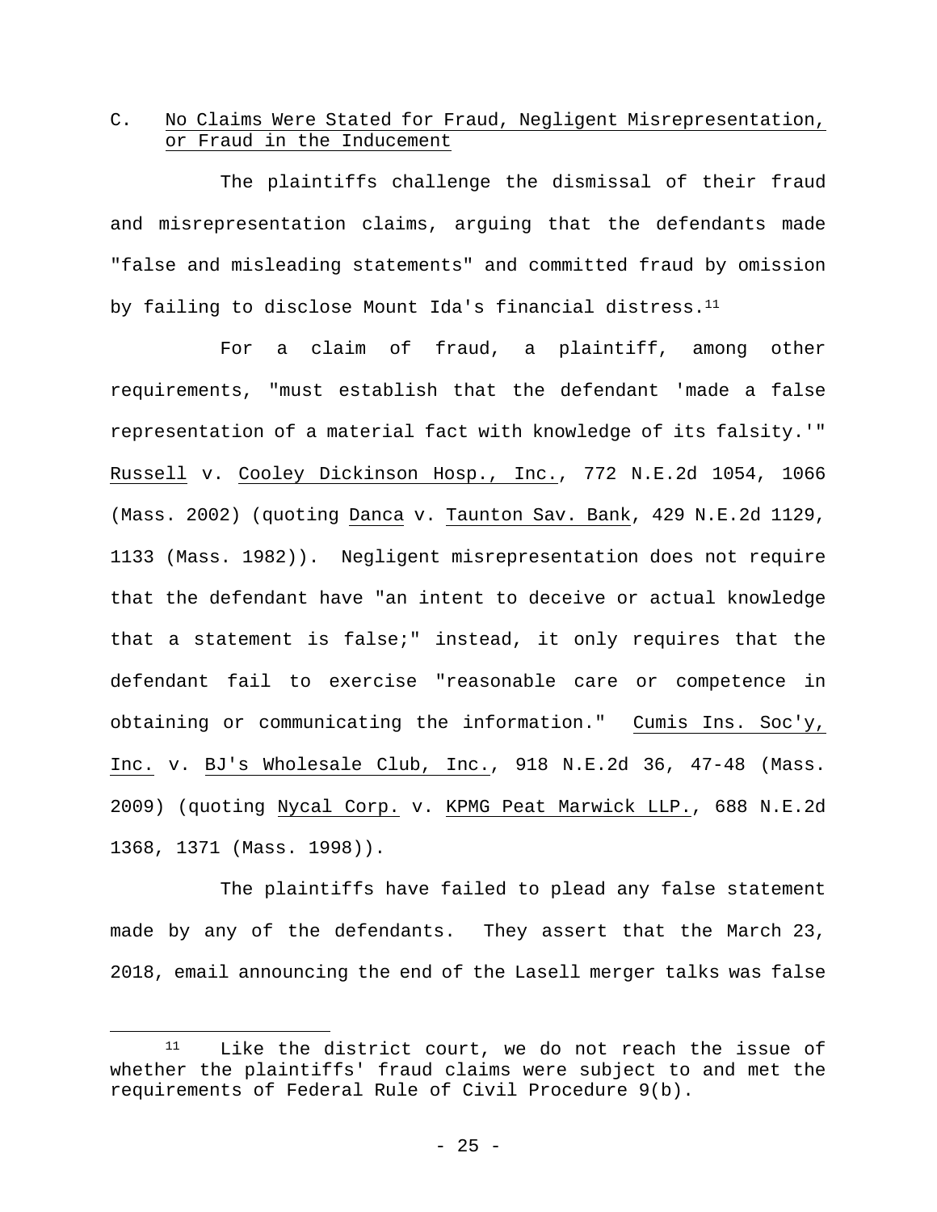### C. No Claims Were Stated for Fraud, Negligent Misrepresentation, or Fraud in the Inducement

The plaintiffs challenge the dismissal of their fraud and misrepresentation claims, arguing that the defendants made "false and misleading statements" and committed fraud by omission by failing to disclose Mount Ida's financial distress.[11]

For a claim of fraud, a plaintiff, among other requirements, "must establish that the defendant 'made a false representation of a material fact with knowledge of its falsity.'" Russell v. Cooley Dickinson Hosp., Inc., 772 N.E.2d 1054, 1066 (Mass. 2002) (quoting Danca v. Taunton Sav. Bank, 429 N.E.2d 1129, 1133 (Mass. 1982)). Negligent misrepresentation does not require that the defendant have "an intent to deceive or actual knowledge that a statement is false;" instead, it only requires that the defendant fail to exercise "reasonable care or competence in obtaining or communicating the information." Cumis Ins. Soc'y, Inc. v. BJ's Wholesale Club, Inc., 918 N.E.2d 36, 47-48 (Mass. 2009) (quoting Nycal Corp. v. KPMG Peat Marwick LLP., 688 N.E.2d 1368, 1371 (Mass. 1998)).

The plaintiffs have failed to plead any false statement made by any of the defendants. They assert that the March 23, 2018, email announcing the end of the Lasell merger talks was false

[11] Like the district court, we do not reach the issue of whether the plaintiffs' fraud claims were subject to and met the requirements of Federal Rule of Civil Procedure 9(b).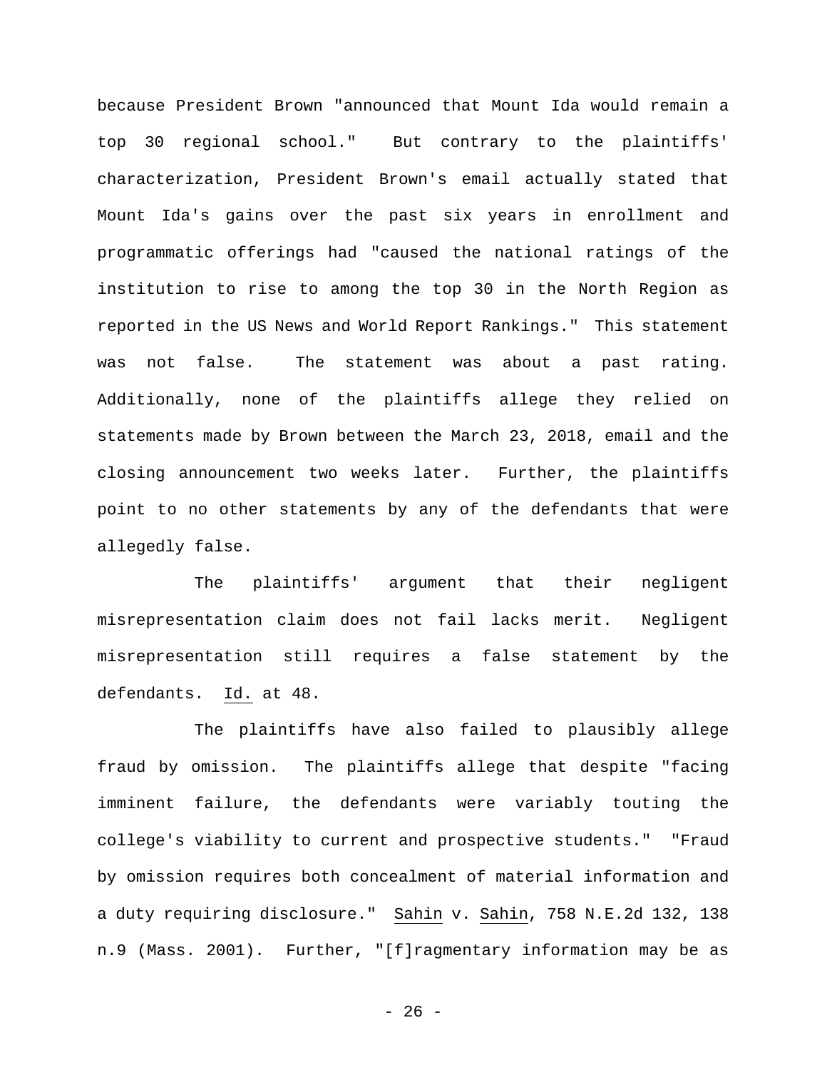because President Brown "announced that Mount Ida would remain a top 30 regional school." But contrary to the plaintiffs' characterization, President Brown's email actually stated that Mount Ida's gains over the past six years in enrollment and programmatic offerings had "caused the national ratings of the institution to rise to among the top 30 in the North Region as reported in the US News and World Report Rankings." This statement was not false. The statement was about a past rating. Additionally, none of the plaintiffs allege they relied on statements made by Brown between the March 23, 2018, email and the closing announcement two weeks later. Further, the plaintiffs point to no other statements by any of the defendants that were allegedly false.

The plaintiffs' argument that their negligent misrepresentation claim does not fail lacks merit. Negligent misrepresentation still requires a false statement by the defendants. Id. at 48.

The plaintiffs have also failed to plausibly allege fraud by omission. The plaintiffs allege that despite "facing imminent failure, the defendants were variably touting the college's viability to current and prospective students." "Fraud by omission requires both concealment of material information and a duty requiring disclosure." Sahin v. Sahin, 758 N.E.2d 132, 138 n.9 (Mass. 2001). Further, "[f]ragmentary information may be as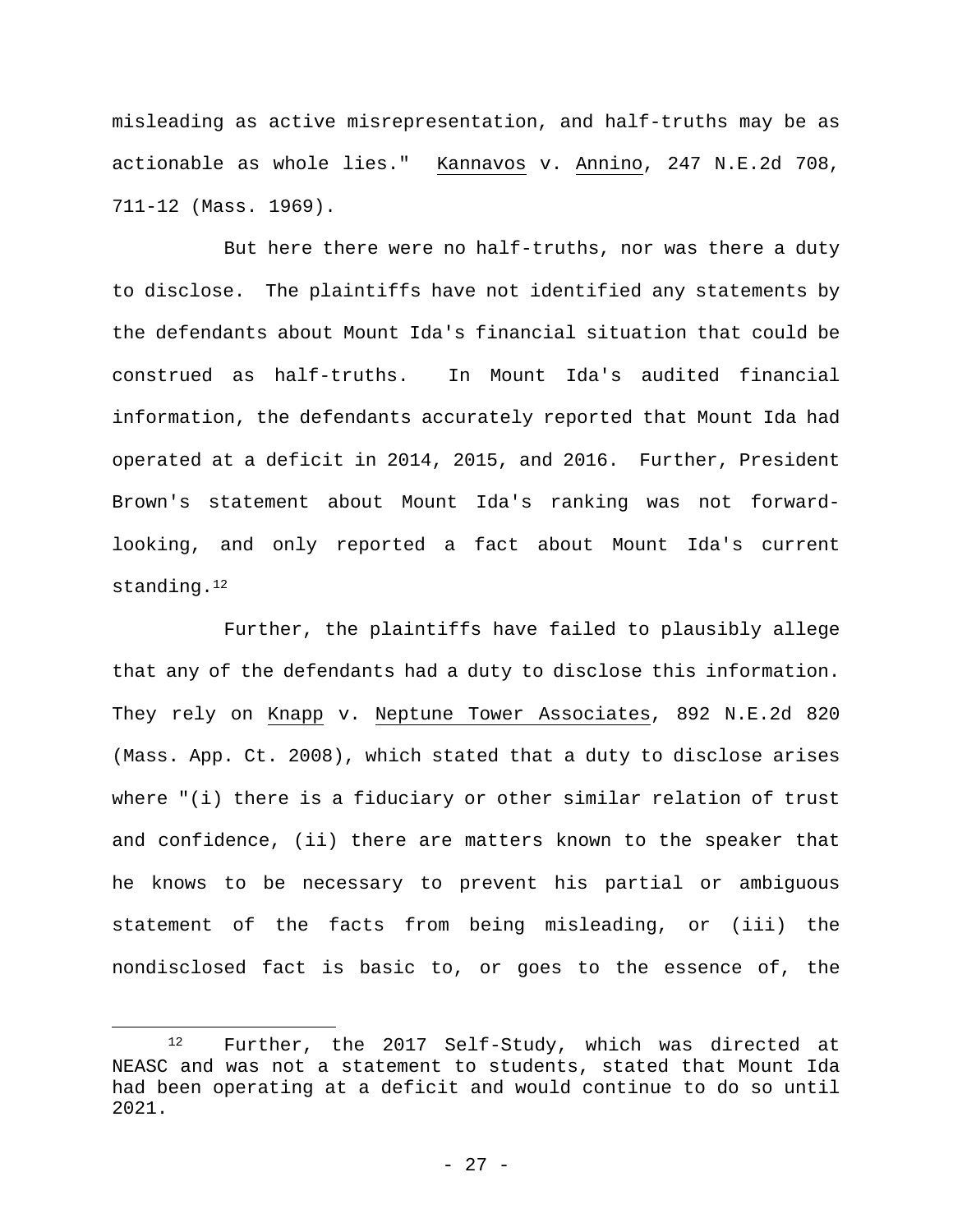misleading as active misrepresentation, and half-truths may be as actionable as whole lies." Kannavos v. Annino, 247 N.E.2d 708, 711-12 (Mass. 1969).

But here there were no half-truths, nor was there a duty to disclose. The plaintiffs have not identified any statements by the defendants about Mount Ida's financial situation that could be construed as half-truths. In Mount Ida's audited financial information, the defendants accurately reported that Mount Ida had operated at a deficit in 2014, 2015, and 2016. Further, President Brown's statement about Mount Ida's ranking was not forward-looking, and only reported a fact about Mount Ida's current standing.[12]

Further, the plaintiffs have failed to plausibly allege that any of the defendants had a duty to disclose this information. They rely on Knapp v. Neptune Tower Associates, 892 N.E.2d 820 (Mass. App. Ct. 2008), which stated that a duty to disclose arises where "(i) there is a fiduciary or other similar relation of trust and confidence, (ii) there are matters known to the speaker that he knows to be necessary to prevent his partial or ambiguous statement of the facts from being misleading, or (iii) the nondisclosed fact is basic to, or goes to the essence of, the

[12] Further, the 2017 Self-Study, which was directed at NEASC and was not a statement to students, stated that Mount Ida had been operating at a deficit and would continue to do so until 2021.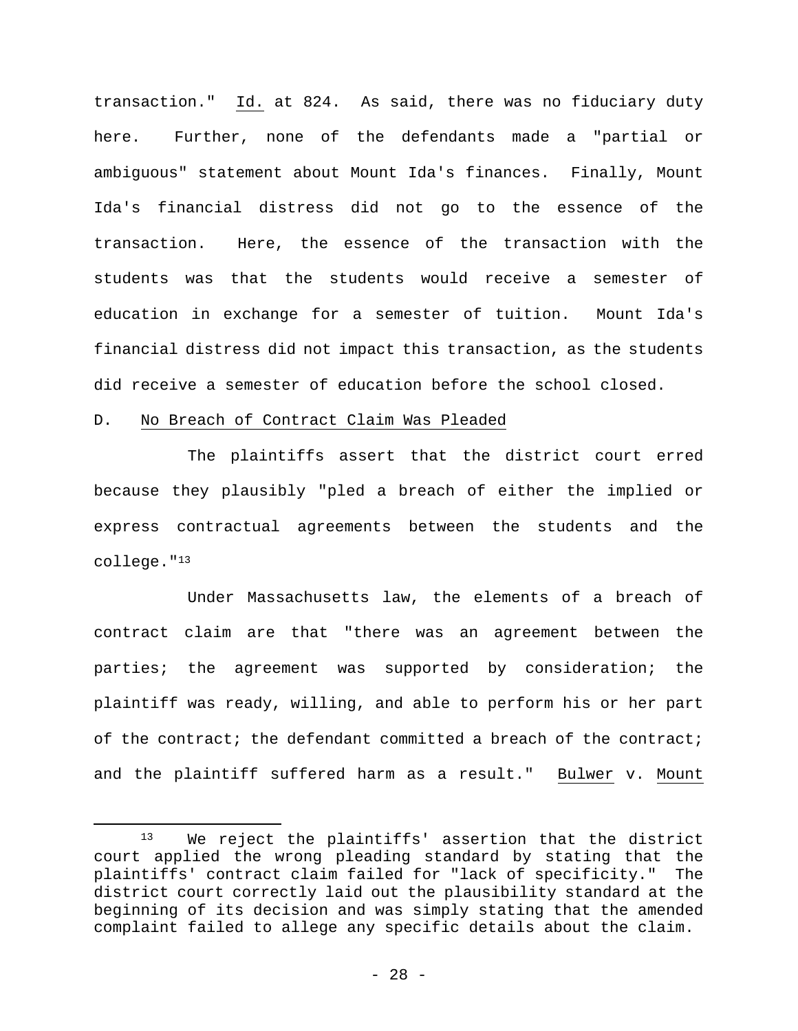transaction." Id. at 824. As said, there was no fiduciary duty here. Further, none of the defendants made a "partial or ambiguous" statement about Mount Ida's finances. Finally, Mount Ida's financial distress did not go to the essence of the transaction. Here, the essence of the transaction with the students was that the students would receive a semester of education in exchange for a semester of tuition. Mount Ida's financial distress did not impact this transaction, as the students did receive a semester of education before the school closed.

D. No Breach of Contract Claim Was Pleaded

The plaintiffs assert that the district court erred because they plausibly "pled a breach of either the implied or express contractual agreements between the students and the college."[13]

Under Massachusetts law, the elements of a breach of contract claim are that "there was an agreement between the parties; the agreement was supported by consideration; the plaintiff was ready, willing, and able to perform his or her part of the contract; the defendant committed a breach of the contract; and the plaintiff suffered harm as a result." Bulwer v. Mount

---

[13] We reject the plaintiffs' assertion that the district court applied the wrong pleading standard by stating that the plaintiffs' contract claim failed for "lack of specificity." The district court correctly laid out the plausibility standard at the beginning of its decision and was simply stating that the amended complaint failed to allege any specific details about the claim.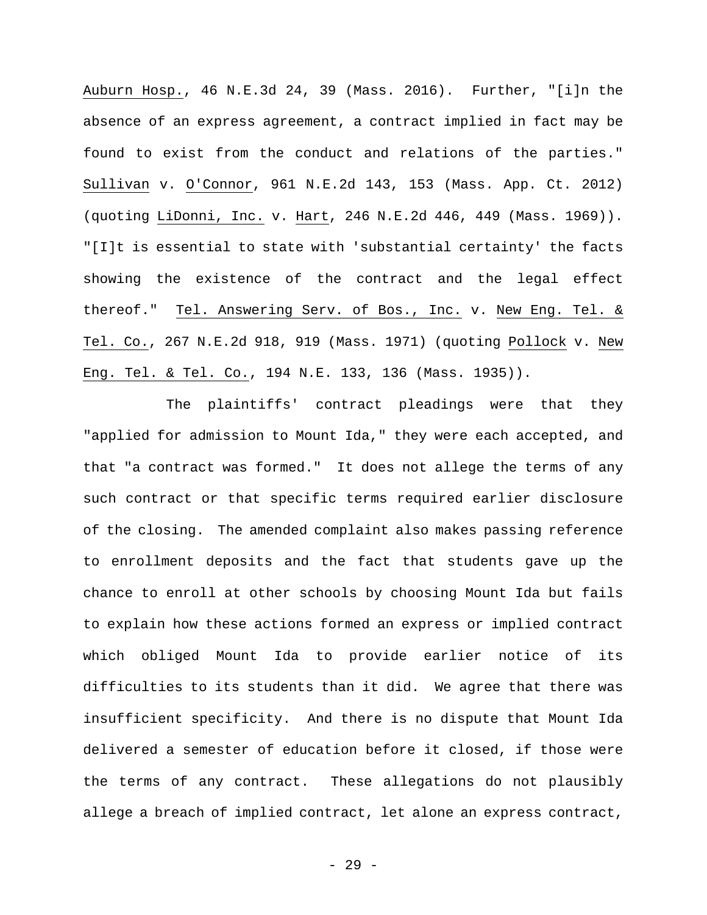Auburn Hosp., 46 N.E.3d 24, 39 (Mass. 2016). Further, "[i]n the absence of an express agreement, a contract implied in fact may be found to exist from the conduct and relations of the parties." Sullivan v. O'Connor, 961 N.E.2d 143, 153 (Mass. App. Ct. 2012) (quoting LiDonni, Inc. v. Hart, 246 N.E.2d 446, 449 (Mass. 1969)). "[I]t is essential to state with 'substantial certainty' the facts showing the existence of the contract and the legal effect thereof." Tel. Answering Serv. of Bos., Inc. v. New Eng. Tel. & Tel. Co., 267 N.E.2d 918, 919 (Mass. 1971) (quoting Pollock v. New Eng. Tel. & Tel. Co., 194 N.E. 133, 136 (Mass. 1935)).

The plaintiffs' contract pleadings were that they "applied for admission to Mount Ida," they were each accepted, and that "a contract was formed." It does not allege the terms of any such contract or that specific terms required earlier disclosure of the closing. The amended complaint also makes passing reference to enrollment deposits and the fact that students gave up the chance to enroll at other schools by choosing Mount Ida but fails to explain how these actions formed an express or implied contract which obliged Mount Ida to provide earlier notice of its difficulties to its students than it did. We agree that there was insufficient specificity. And there is no dispute that Mount Ida delivered a semester of education before it closed, if those were the terms of any contract. These allegations do not plausibly allege a breach of implied contract, let alone an express contract,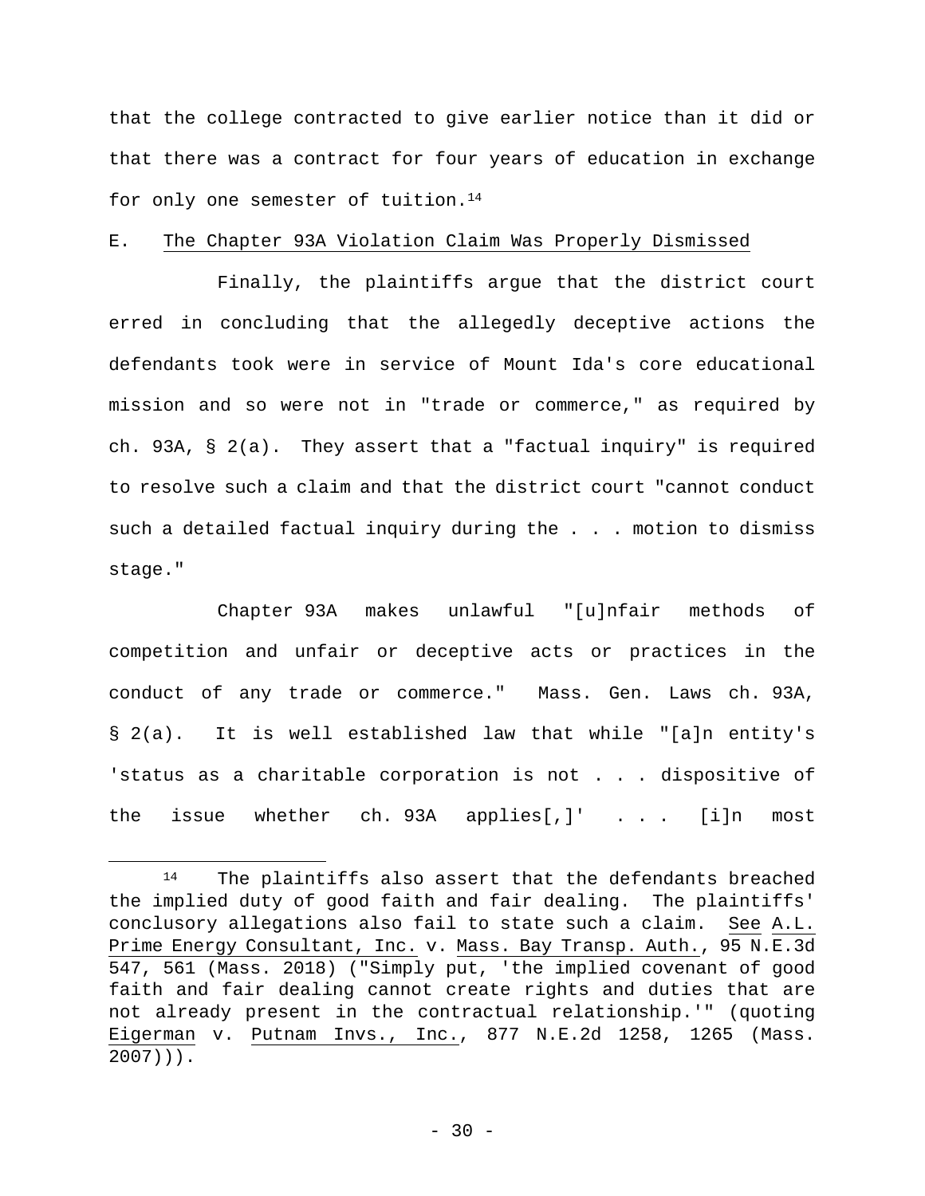that the college contracted to give earlier notice than it did or that there was a contract for four years of education in exchange for only one semester of tuition.[14]

E. The Chapter 93A Violation Claim Was Properly Dismissed

Finally, the plaintiffs argue that the district court erred in concluding that the allegedly deceptive actions the defendants took were in service of Mount Ida's core educational mission and so were not in "trade or commerce," as required by ch. 93A, § 2(a). They assert that a "factual inquiry" is required to resolve such a claim and that the district court "cannot conduct such a detailed factual inquiry during the . . . motion to dismiss stage."

Chapter 93A makes unlawful "[u]nfair methods of competition and unfair or deceptive acts or practices in the conduct of any trade or commerce." Mass. Gen. Laws ch. 93A, § 2(a). It is well established law that while "[a]n entity's 'status as a charitable corporation is not . . . dispositive of the issue whether ch. 93A applies[,]' . . . [i]n most

---

[14] The plaintiffs also assert that the defendants breached the implied duty of good faith and fair dealing. The plaintiffs' conclusory allegations also fail to state such a claim. See A.L. Prime Energy Consultant, Inc. v. Mass. Bay Transp. Auth., 95 N.E.3d 547, 561 (Mass. 2018) ("Simply put, 'the implied covenant of good faith and fair dealing cannot create rights and duties that are not already present in the contractual relationship.'" (quoting Eigerman v. Putnam Invs., Inc., 877 N.E.2d 1258, 1265 (Mass. 2007))).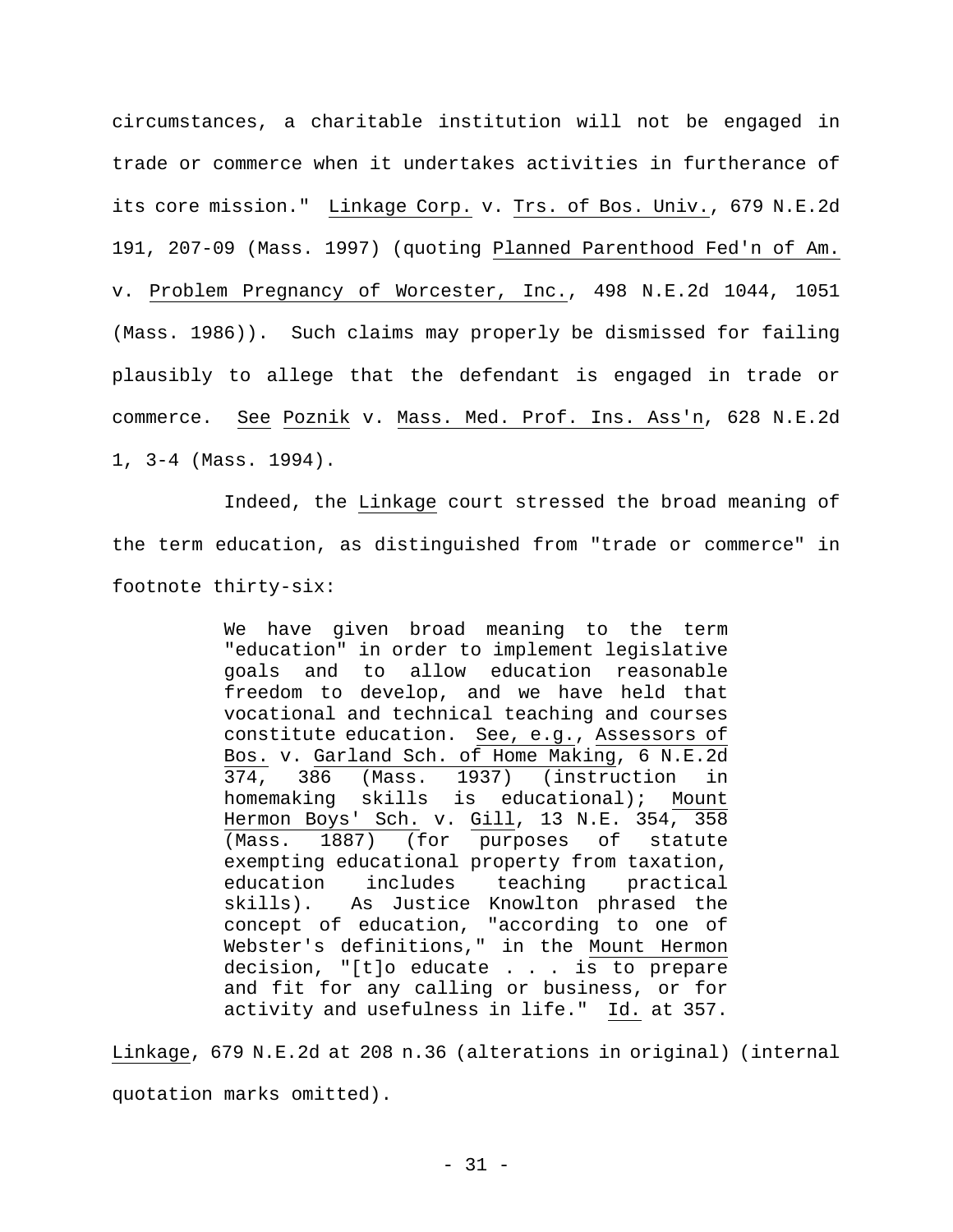circumstances, a charitable institution will not be engaged in trade or commerce when it undertakes activities in furtherance of its core mission." Linkage Corp. v. Trs. of Bos. Univ., 679 N.E.2d 191, 207-09 (Mass. 1997) (quoting Planned Parenthood Fed'n of Am. v. Problem Pregnancy of Worcester, Inc., 498 N.E.2d 1044, 1051 (Mass. 1986)). Such claims may properly be dismissed for failing plausibly to allege that the defendant is engaged in trade or commerce. See Poznik v. Mass. Med. Prof. Ins. Ass'n, 628 N.E.2d 1, 3-4 (Mass. 1994).

Indeed, the Linkage court stressed the broad meaning of the term education, as distinguished from "trade or commerce" in footnote thirty-six:

> We have given broad meaning to the term "education" in order to implement legislative goals and to allow education reasonable freedom to develop, and we have held that vocational and technical teaching and courses constitute education. See, e.g., Assessors of Bos. v. Garland Sch. of Home Making, 6 N.E.2d 374, 386 (Mass. 1937) (instruction in homemaking skills is educational); Mount Hermon Boys' Sch. v. Gill, 13 N.E. 354, 358 (Mass. 1887) (for purposes of statute exempting educational property from taxation, education includes teaching practical skills). As Justice Knowlton phrased the concept of education, "according to one of Webster's definitions," in the Mount Hermon decision, "[t]o educate . . . is to prepare and fit for any calling or business, or for activity and usefulness in life." Id. at 357.

Linkage, 679 N.E.2d at 208 n.36 (alterations in original) (internal quotation marks omitted).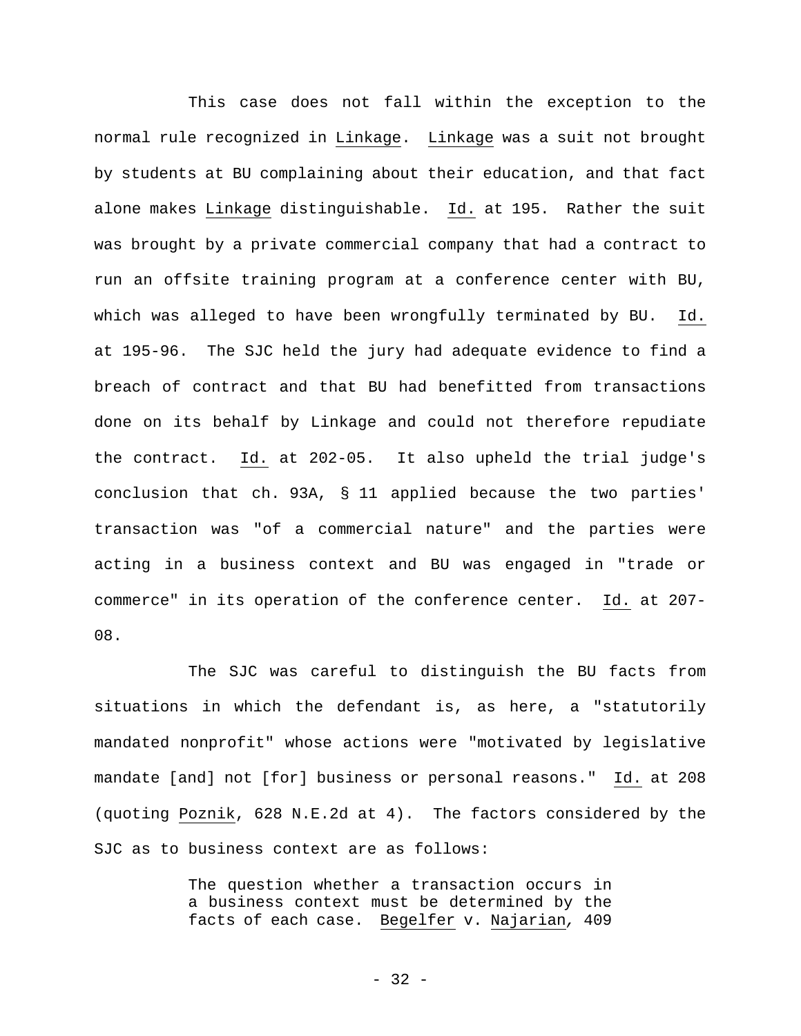This case does not fall within the exception to the normal rule recognized in Linkage. Linkage was a suit not brought by students at BU complaining about their education, and that fact alone makes Linkage distinguishable. Id. at 195. Rather the suit was brought by a private commercial company that had a contract to run an offsite training program at a conference center with BU, which was alleged to have been wrongfully terminated by BU. Id. at 195-96. The SJC held the jury had adequate evidence to find a breach of contract and that BU had benefitted from transactions done on its behalf by Linkage and could not therefore repudiate the contract. Id. at 202-05. It also upheld the trial judge's conclusion that ch. 93A, § 11 applied because the two parties' transaction was "of a commercial nature" and the parties were acting in a business context and BU was engaged in "trade or commerce" in its operation of the conference center. Id. at 207-08.

The SJC was careful to distinguish the BU facts from situations in which the defendant is, as here, a "statutorily mandated nonprofit" whose actions were "motivated by legislative mandate [and] not [for] business or personal reasons." Id. at 208 (quoting Poznik, 628 N.E.2d at 4). The factors considered by the SJC as to business context are as follows:

> The question whether a transaction occurs in a business context must be determined by the facts of each case. Begelfer v. Najarian, 409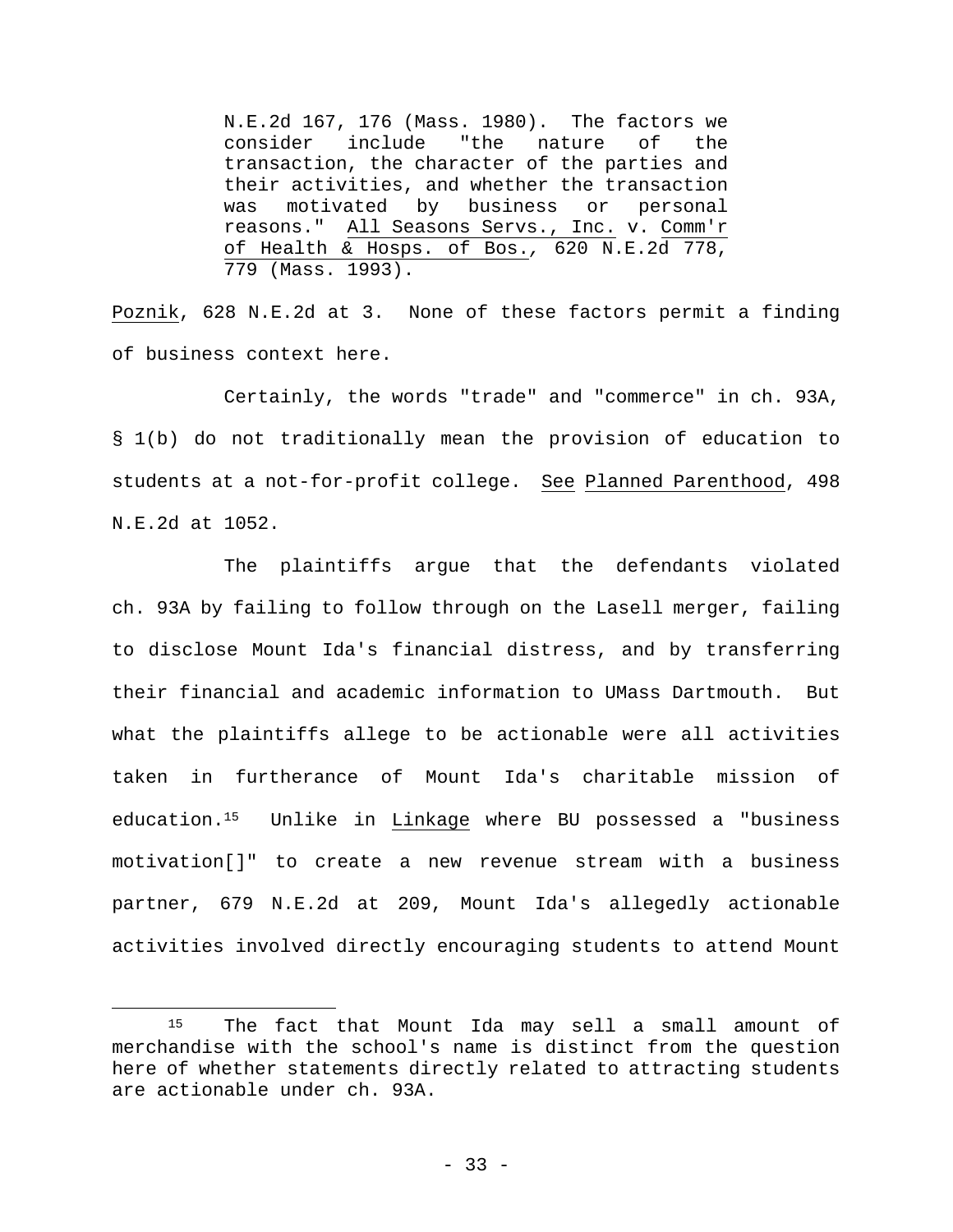> N.E.2d 167, 176 (Mass. 1980). The factors we consider include "the nature of the transaction, the character of the parties and their activities, and whether the transaction was motivated by business or personal reasons." All Seasons Servs., Inc. v. Comm'r of Health & Hosps. of Bos., 620 N.E.2d 778, 779 (Mass. 1993).

Poznik, 628 N.E.2d at 3. None of these factors permit a finding of business context here.

Certainly, the words "trade" and "commerce" in ch. 93A, § 1(b) do not traditionally mean the provision of education to students at a not-for-profit college. See Planned Parenthood, 498 N.E.2d at 1052.

The plaintiffs argue that the defendants violated ch. 93A by failing to follow through on the Lasell merger, failing to disclose Mount Ida's financial distress, and by transferring their financial and academic information to UMass Dartmouth. But what the plaintiffs allege to be actionable were all activities taken in furtherance of Mount Ida's charitable mission of education.[15] Unlike in Linkage where BU possessed a "business motivation[]" to create a new revenue stream with a business partner, 679 N.E.2d at 209, Mount Ida's allegedly actionable activities involved directly encouraging students to attend Mount

---

[15] The fact that Mount Ida may sell a small amount of merchandise with the school's name is distinct from the question here of whether statements directly related to attracting students are actionable under ch. 93A.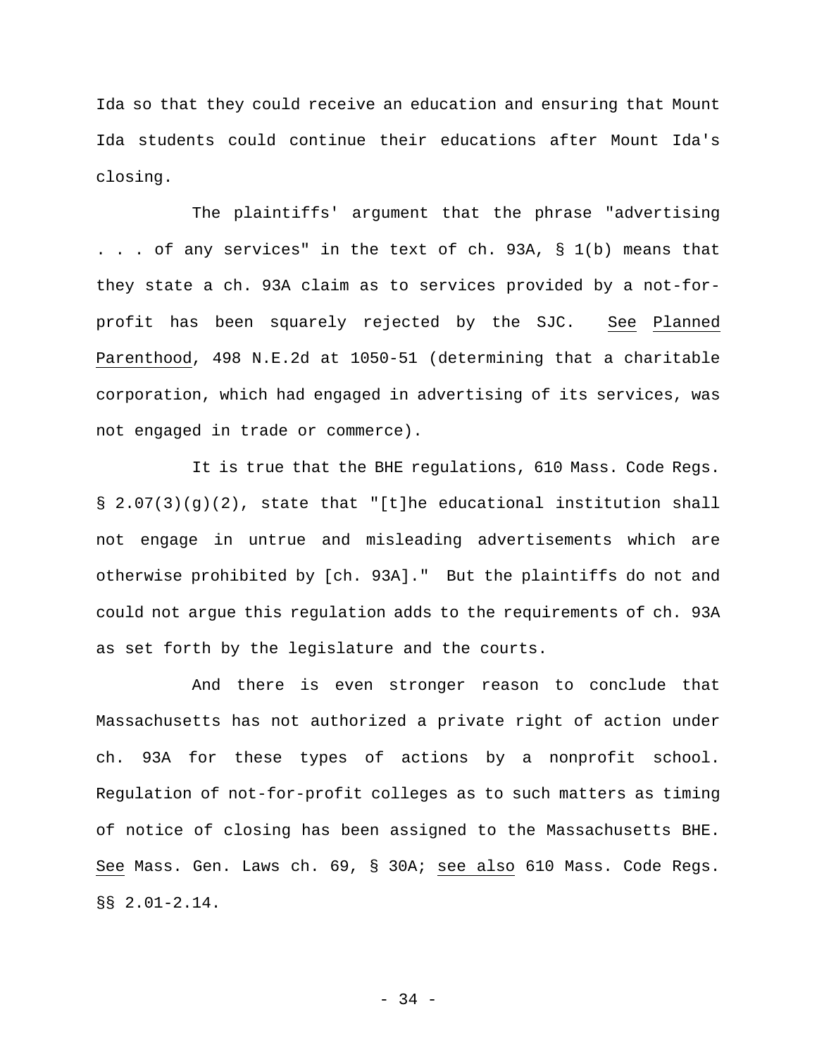Ida so that they could receive an education and ensuring that Mount Ida students could continue their educations after Mount Ida's closing.

The plaintiffs' argument that the phrase "advertising . . . of any services" in the text of ch. 93A, § 1(b) means that they state a ch. 93A claim as to services provided by a not-for-profit has been squarely rejected by the SJC. See Planned Parenthood, 498 N.E.2d at 1050-51 (determining that a charitable corporation, which had engaged in advertising of its services, was not engaged in trade or commerce).

It is true that the BHE regulations, 610 Mass. Code Regs. § 2.07(3)(g)(2), state that "[t]he educational institution shall not engage in untrue and misleading advertisements which are otherwise prohibited by [ch. 93A]." But the plaintiffs do not and could not argue this regulation adds to the requirements of ch. 93A as set forth by the legislature and the courts.

And there is even stronger reason to conclude that Massachusetts has not authorized a private right of action under ch. 93A for these types of actions by a nonprofit school. Regulation of not-for-profit colleges as to such matters as timing of notice of closing has been assigned to the Massachusetts BHE. See Mass. Gen. Laws ch. 69, § 30A; see also 610 Mass. Code Regs. §§ 2.01-2.14.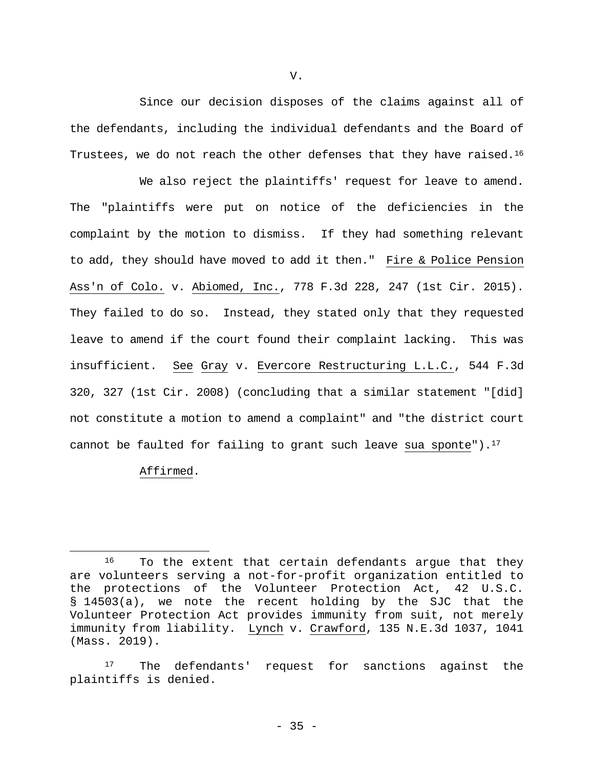V.

Since our decision disposes of the claims against all of the defendants, including the individual defendants and the Board of Trustees, we do not reach the other defenses that they have raised.[16]

We also reject the plaintiffs' request for leave to amend. The "plaintiffs were put on notice of the deficiencies in the complaint by the motion to dismiss. If they had something relevant to add, they should have moved to add it then." Fire & Police Pension Ass'n of Colo. v. Abiomed, Inc., 778 F.3d 228, 247 (1st Cir. 2015). They failed to do so. Instead, they stated only that they requested leave to amend if the court found their complaint lacking. This was insufficient. See Gray v. Evercore Restructuring L.L.C., 544 F.3d 320, 327 (1st Cir. 2008) (concluding that a similar statement "[did] not constitute a motion to amend a complaint" and "the district court cannot be faulted for failing to grant such leave sua sponte").[17]

Affirmed.

---

[16] To the extent that certain defendants argue that they are volunteers serving a not-for-profit organization entitled to the protections of the Volunteer Protection Act, 42 U.S.C. § 14503(a), we note the recent holding by the SJC that the Volunteer Protection Act provides immunity from suit, not merely immunity from liability. Lynch v. Crawford, 135 N.E.3d 1037, 1041 (Mass. 2019).

[17] The defendants' request for sanctions against the plaintiffs is denied.